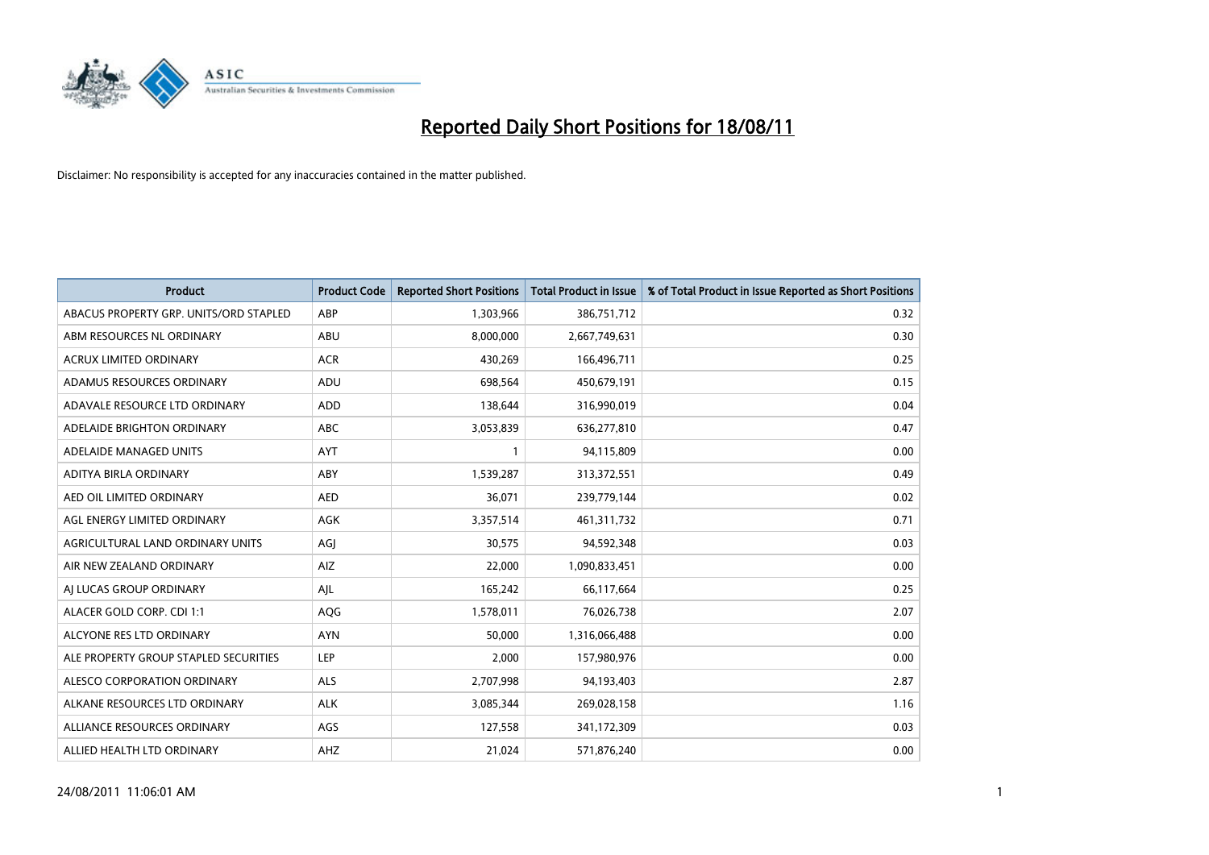# Reported Daily Short Positions for 18/08/11

Disclaimer: No responsibility is accepted for any inaccuracies contained in the matter published.

| Product | Product Code | Reported Short Positions | Total Product in Issue | % of Total Product in Issue Reported as Short Positions |
|---|---|---|---|---|
| ABACUS PROPERTY GRP. UNITS/ORD STAPLED | ABP | 1,303,966 | 386,751,712 | 0.32 |
| ABM RESOURCES NL ORDINARY | ABU | 8,000,000 | 2,667,749,631 | 0.30 |
| ACRUX LIMITED ORDINARY | ACR | 430,269 | 166,496,711 | 0.25 |
| ADAMUS RESOURCES ORDINARY | ADU | 698,564 | 450,679,191 | 0.15 |
| ADAVALE RESOURCE LTD ORDINARY | ADD | 138,644 | 316,990,019 | 0.04 |
| ADELAIDE BRIGHTON ORDINARY | ABC | 3,053,839 | 636,277,810 | 0.47 |
| ADELAIDE MANAGED UNITS | AYT | 1 | 94,115,809 | 0.00 |
| ADITYA BIRLA ORDINARY | ABY | 1,539,287 | 313,372,551 | 0.49 |
| AED OIL LIMITED ORDINARY | AED | 36,071 | 239,779,144 | 0.02 |
| AGL ENERGY LIMITED ORDINARY | AGK | 3,357,514 | 461,311,732 | 0.71 |
| AGRICULTURAL LAND ORDINARY UNITS | AGJ | 30,575 | 94,592,348 | 0.03 |
| AIR NEW ZEALAND ORDINARY | AIZ | 22,000 | 1,090,833,451 | 0.00 |
| AJ LUCAS GROUP ORDINARY | AJL | 165,242 | 66,117,664 | 0.25 |
| ALACER GOLD CORP. CDI 1:1 | AQG | 1,578,011 | 76,026,738 | 2.07 |
| ALCYONE RES LTD ORDINARY | AYN | 50,000 | 1,316,066,488 | 0.00 |
| ALE PROPERTY GROUP STAPLED SECURITIES | LEP | 2,000 | 157,980,976 | 0.00 |
| ALESCO CORPORATION ORDINARY | ALS | 2,707,998 | 94,193,403 | 2.87 |
| ALKANE RESOURCES LTD ORDINARY | ALK | 3,085,344 | 269,028,158 | 1.16 |
| ALLIANCE RESOURCES ORDINARY | AGS | 127,558 | 341,172,309 | 0.03 |
| ALLIED HEALTH LTD ORDINARY | AHZ | 21,024 | 571,876,240 | 0.00 |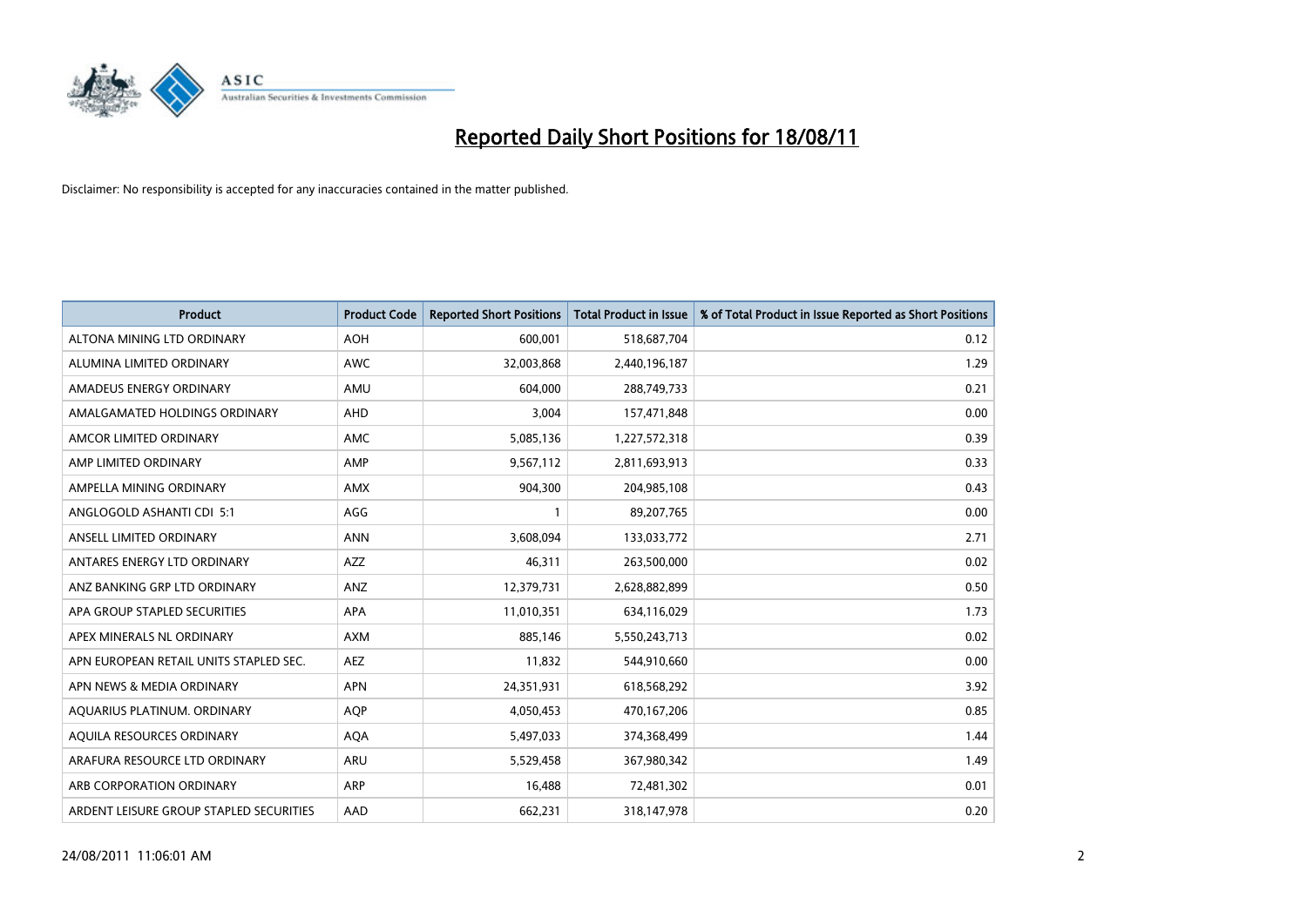# Reported Daily Short Positions for 18/08/11

Disclaimer: No responsibility is accepted for any inaccuracies contained in the matter published.

| Product | Product Code | Reported Short Positions | Total Product in Issue | % of Total Product in Issue Reported as Short Positions |
|---|---|---|---|---|
| ALTONA MINING LTD ORDINARY | AOH | 600,001 | 518,687,704 | 0.12 |
| ALUMINA LIMITED ORDINARY | AWC | 32,003,868 | 2,440,196,187 | 1.29 |
| AMADEUS ENERGY ORDINARY | AMU | 604,000 | 288,749,733 | 0.21 |
| AMALGAMATED HOLDINGS ORDINARY | AHD | 3,004 | 157,471,848 | 0.00 |
| AMCOR LIMITED ORDINARY | AMC | 5,085,136 | 1,227,572,318 | 0.39 |
| AMP LIMITED ORDINARY | AMP | 9,567,112 | 2,811,693,913 | 0.33 |
| AMPELLA MINING ORDINARY | AMX | 904,300 | 204,985,108 | 0.43 |
| ANGLOGOLD ASHANTI CDI 5:1 | AGG | 1 | 89,207,765 | 0.00 |
| ANSELL LIMITED ORDINARY | ANN | 3,608,094 | 133,033,772 | 2.71 |
| ANTARES ENERGY LTD ORDINARY | AZZ | 46,311 | 263,500,000 | 0.02 |
| ANZ BANKING GRP LTD ORDINARY | ANZ | 12,379,731 | 2,628,882,899 | 0.50 |
| APA GROUP STAPLED SECURITIES | APA | 11,010,351 | 634,116,029 | 1.73 |
| APEX MINERALS NL ORDINARY | AXM | 885,146 | 5,550,243,713 | 0.02 |
| APN EUROPEAN RETAIL UNITS STAPLED SEC. | AEZ | 11,832 | 544,910,660 | 0.00 |
| APN NEWS & MEDIA ORDINARY | APN | 24,351,931 | 618,568,292 | 3.92 |
| AQUARIUS PLATINUM. ORDINARY | AQP | 4,050,453 | 470,167,206 | 0.85 |
| AQUILA RESOURCES ORDINARY | AQA | 5,497,033 | 374,368,499 | 1.44 |
| ARAFURA RESOURCE LTD ORDINARY | ARU | 5,529,458 | 367,980,342 | 1.49 |
| ARB CORPORATION ORDINARY | ARP | 16,488 | 72,481,302 | 0.01 |
| ARDENT LEISURE GROUP STAPLED SECURITIES | AAD | 662,231 | 318,147,978 | 0.20 |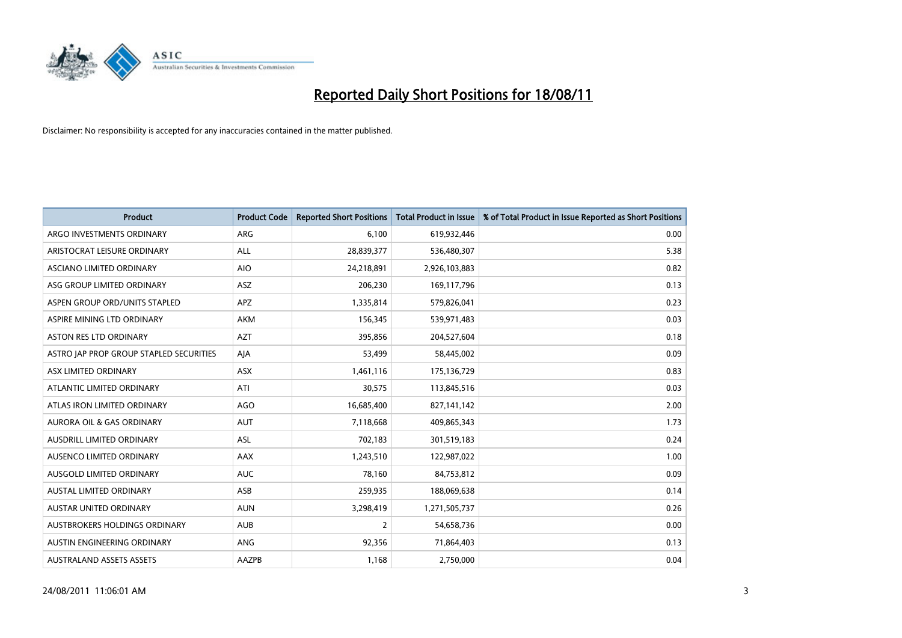# Reported Daily Short Positions for 18/08/11

Disclaimer: No responsibility is accepted for any inaccuracies contained in the matter published.

| Product | Product Code | Reported Short Positions | Total Product in Issue | % of Total Product in Issue Reported as Short Positions |
|---|---|---|---|---|
| ARGO INVESTMENTS ORDINARY | ARG | 6,100 | 619,932,446 | 0.00 |
| ARISTOCRAT LEISURE ORDINARY | ALL | 28,839,377 | 536,480,307 | 5.38 |
| ASCIANO LIMITED ORDINARY | AIO | 24,218,891 | 2,926,103,883 | 0.82 |
| ASG GROUP LIMITED ORDINARY | ASZ | 206,230 | 169,117,796 | 0.13 |
| ASPEN GROUP ORD/UNITS STAPLED | APZ | 1,335,814 | 579,826,041 | 0.23 |
| ASPIRE MINING LTD ORDINARY | AKM | 156,345 | 539,971,483 | 0.03 |
| ASTON RES LTD ORDINARY | AZT | 395,856 | 204,527,604 | 0.18 |
| ASTRO JAP PROP GROUP STAPLED SECURITIES | AJA | 53,499 | 58,445,002 | 0.09 |
| ASX LIMITED ORDINARY | ASX | 1,461,116 | 175,136,729 | 0.83 |
| ATLANTIC LIMITED ORDINARY | ATI | 30,575 | 113,845,516 | 0.03 |
| ATLAS IRON LIMITED ORDINARY | AGO | 16,685,400 | 827,141,142 | 2.00 |
| AURORA OIL & GAS ORDINARY | AUT | 7,118,668 | 409,865,343 | 1.73 |
| AUSDRILL LIMITED ORDINARY | ASL | 702,183 | 301,519,183 | 0.24 |
| AUSENCO LIMITED ORDINARY | AAX | 1,243,510 | 122,987,022 | 1.00 |
| AUSGOLD LIMITED ORDINARY | AUC | 78,160 | 84,753,812 | 0.09 |
| AUSTAL LIMITED ORDINARY | ASB | 259,935 | 188,069,638 | 0.14 |
| AUSTAR UNITED ORDINARY | AUN | 3,298,419 | 1,271,505,737 | 0.26 |
| AUSTBROKERS HOLDINGS ORDINARY | AUB | 2 | 54,658,736 | 0.00 |
| AUSTIN ENGINEERING ORDINARY | ANG | 92,356 | 71,864,403 | 0.13 |
| AUSTRALAND ASSETS ASSETS | AAZPB | 1,168 | 2,750,000 | 0.04 |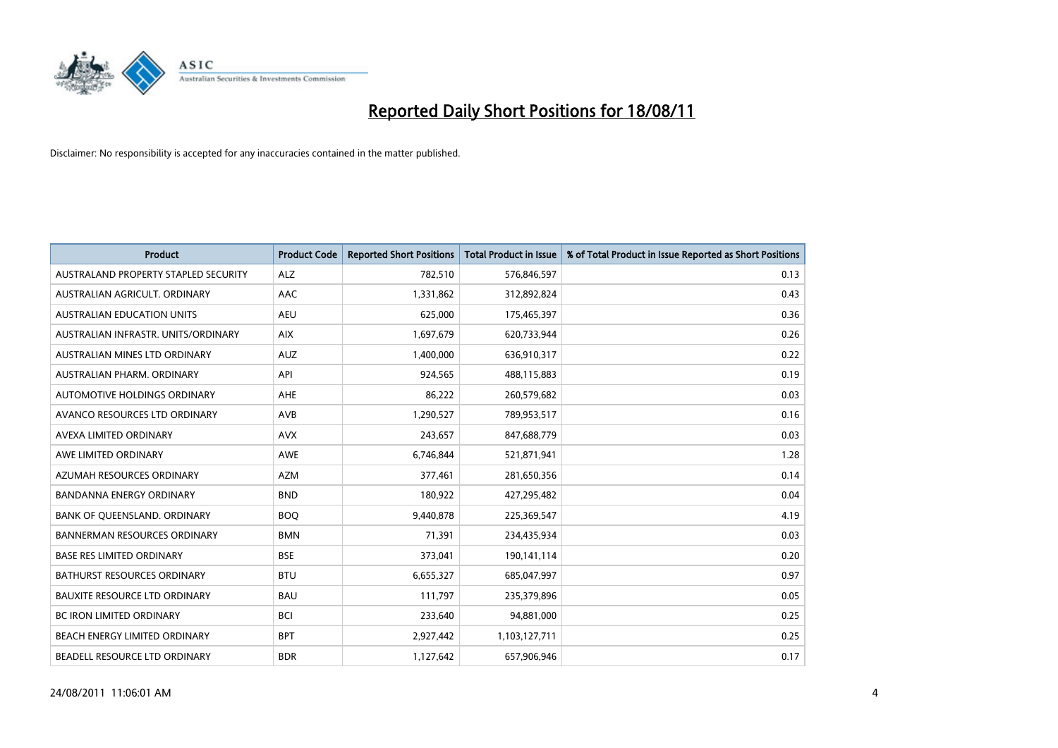# Reported Daily Short Positions for 18/08/11

Disclaimer: No responsibility is accepted for any inaccuracies contained in the matter published.

| Product | Product Code | Reported Short Positions | Total Product in Issue | % of Total Product in Issue Reported as Short Positions |
|---|---|---|---|---|
| AUSTRALAND PROPERTY STAPLED SECURITY | ALZ | 782,510 | 576,846,597 | 0.13 |
| AUSTRALIAN AGRICULT. ORDINARY | AAC | 1,331,862 | 312,892,824 | 0.43 |
| AUSTRALIAN EDUCATION UNITS | AEU | 625,000 | 175,465,397 | 0.36 |
| AUSTRALIAN INFRASTR. UNITS/ORDINARY | AIX | 1,697,679 | 620,733,944 | 0.26 |
| AUSTRALIAN MINES LTD ORDINARY | AUZ | 1,400,000 | 636,910,317 | 0.22 |
| AUSTRALIAN PHARM. ORDINARY | API | 924,565 | 488,115,883 | 0.19 |
| AUTOMOTIVE HOLDINGS ORDINARY | AHE | 86,222 | 260,579,682 | 0.03 |
| AVANCO RESOURCES LTD ORDINARY | AVB | 1,290,527 | 789,953,517 | 0.16 |
| AVEXA LIMITED ORDINARY | AVX | 243,657 | 847,688,779 | 0.03 |
| AWE LIMITED ORDINARY | AWE | 6,746,844 | 521,871,941 | 1.28 |
| AZUMAH RESOURCES ORDINARY | AZM | 377,461 | 281,650,356 | 0.14 |
| BANDANNA ENERGY ORDINARY | BND | 180,922 | 427,295,482 | 0.04 |
| BANK OF QUEENSLAND. ORDINARY | BOQ | 9,440,878 | 225,369,547 | 4.19 |
| BANNERMAN RESOURCES ORDINARY | BMN | 71,391 | 234,435,934 | 0.03 |
| BASE RES LIMITED ORDINARY | BSE | 373,041 | 190,141,114 | 0.20 |
| BATHURST RESOURCES ORDINARY | BTU | 6,655,327 | 685,047,997 | 0.97 |
| BAUXITE RESOURCE LTD ORDINARY | BAU | 111,797 | 235,379,896 | 0.05 |
| BC IRON LIMITED ORDINARY | BCI | 233,640 | 94,881,000 | 0.25 |
| BEACH ENERGY LIMITED ORDINARY | BPT | 2,927,442 | 1,103,127,711 | 0.25 |
| BEADELL RESOURCE LTD ORDINARY | BDR | 1,127,642 | 657,906,946 | 0.17 |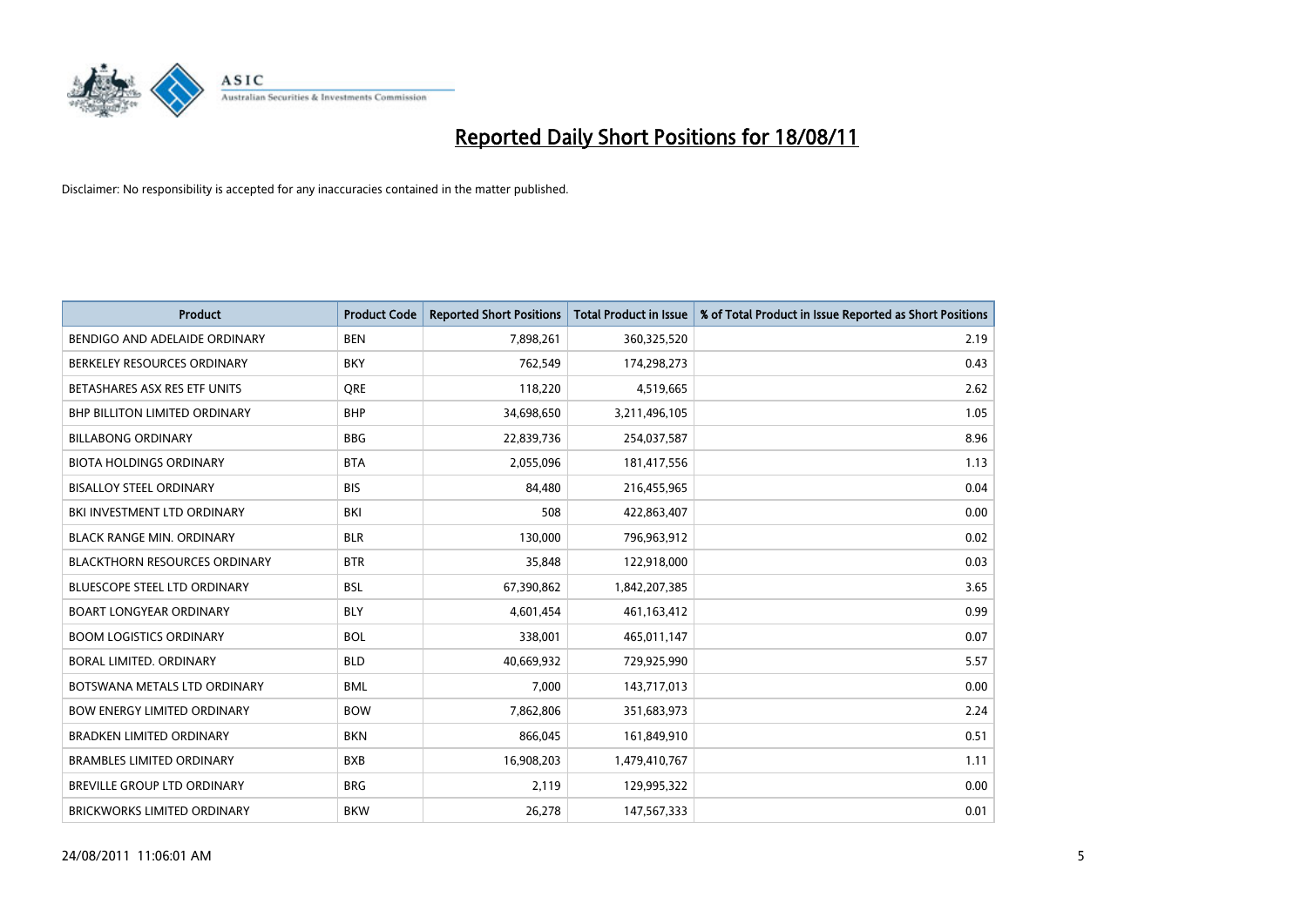# Reported Daily Short Positions for 18/08/11

Disclaimer: No responsibility is accepted for any inaccuracies contained in the matter published.

| Product | Product Code | Reported Short Positions | Total Product in Issue | % of Total Product in Issue Reported as Short Positions |
|---|---|---|---|---|
| BENDIGO AND ADELAIDE ORDINARY | BEN | 7,898,261 | 360,325,520 | 2.19 |
| BERKELEY RESOURCES ORDINARY | BKY | 762,549 | 174,298,273 | 0.43 |
| BETASHARES ASX RES ETF UNITS | QRE | 118,220 | 4,519,665 | 2.62 |
| BHP BILLITON LIMITED ORDINARY | BHP | 34,698,650 | 3,211,496,105 | 1.05 |
| BILLABONG ORDINARY | BBG | 22,839,736 | 254,037,587 | 8.96 |
| BIOTA HOLDINGS ORDINARY | BTA | 2,055,096 | 181,417,556 | 1.13 |
| BISALLOY STEEL ORDINARY | BIS | 84,480 | 216,455,965 | 0.04 |
| BKI INVESTMENT LTD ORDINARY | BKI | 508 | 422,863,407 | 0.00 |
| BLACK RANGE MIN. ORDINARY | BLR | 130,000 | 796,963,912 | 0.02 |
| BLACKTHORN RESOURCES ORDINARY | BTR | 35,848 | 122,918,000 | 0.03 |
| BLUESCOPE STEEL LTD ORDINARY | BSL | 67,390,862 | 1,842,207,385 | 3.65 |
| BOART LONGYEAR ORDINARY | BLY | 4,601,454 | 461,163,412 | 0.99 |
| BOOM LOGISTICS ORDINARY | BOL | 338,001 | 465,011,147 | 0.07 |
| BORAL LIMITED. ORDINARY | BLD | 40,669,932 | 729,925,990 | 5.57 |
| BOTSWANA METALS LTD ORDINARY | BML | 7,000 | 143,717,013 | 0.00 |
| BOW ENERGY LIMITED ORDINARY | BOW | 7,862,806 | 351,683,973 | 2.24 |
| BRADKEN LIMITED ORDINARY | BKN | 866,045 | 161,849,910 | 0.51 |
| BRAMBLES LIMITED ORDINARY | BXB | 16,908,203 | 1,479,410,767 | 1.11 |
| BREVILLE GROUP LTD ORDINARY | BRG | 2,119 | 129,995,322 | 0.00 |
| BRICKWORKS LIMITED ORDINARY | BKW | 26,278 | 147,567,333 | 0.01 |

24/08/2011 11:06:01 AM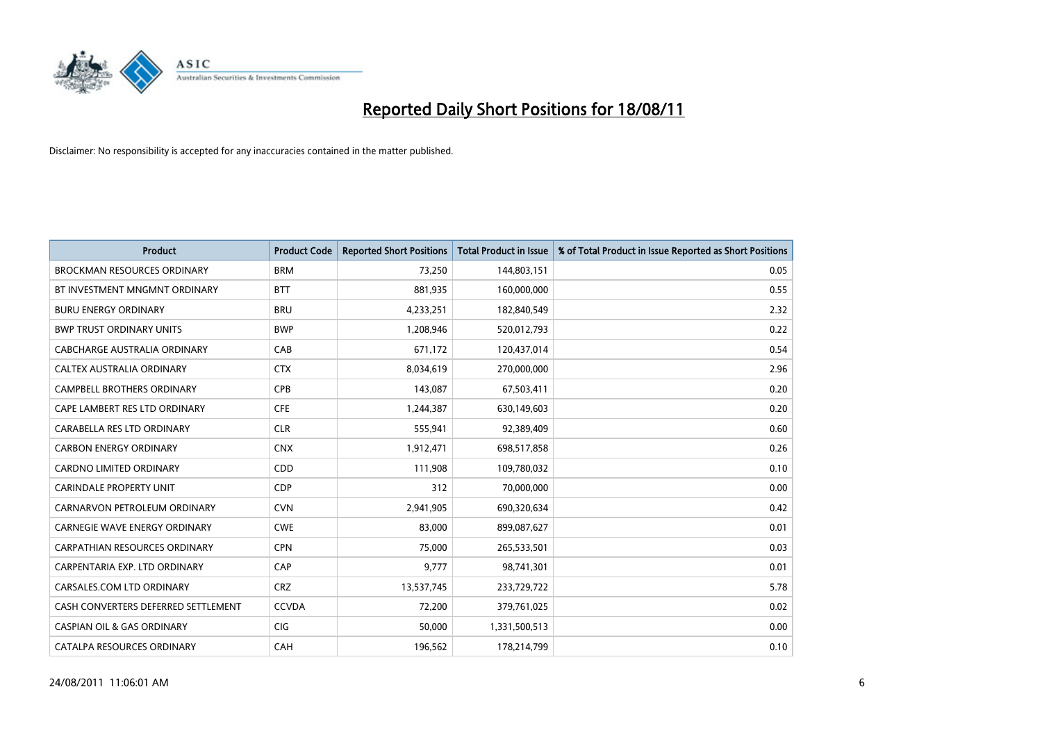# Reported Daily Short Positions for 18/08/11

Disclaimer: No responsibility is accepted for any inaccuracies contained in the matter published.

| Product | Product Code | Reported Short Positions | Total Product in Issue | % of Total Product in Issue Reported as Short Positions |
|---|---|---|---|---|
| BROCKMAN RESOURCES ORDINARY | BRM | 73,250 | 144,803,151 | 0.05 |
| BT INVESTMENT MNGMNT ORDINARY | BTT | 881,935 | 160,000,000 | 0.55 |
| BURU ENERGY ORDINARY | BRU | 4,233,251 | 182,840,549 | 2.32 |
| BWP TRUST ORDINARY UNITS | BWP | 1,208,946 | 520,012,793 | 0.22 |
| CABCHARGE AUSTRALIA ORDINARY | CAB | 671,172 | 120,437,014 | 0.54 |
| CALTEX AUSTRALIA ORDINARY | CTX | 8,034,619 | 270,000,000 | 2.96 |
| CAMPBELL BROTHERS ORDINARY | CPB | 143,087 | 67,503,411 | 0.20 |
| CAPE LAMBERT RES LTD ORDINARY | CFE | 1,244,387 | 630,149,603 | 0.20 |
| CARABELLA RES LTD ORDINARY | CLR | 555,941 | 92,389,409 | 0.60 |
| CARBON ENERGY ORDINARY | CNX | 1,912,471 | 698,517,858 | 0.26 |
| CARDNO LIMITED ORDINARY | CDD | 111,908 | 109,780,032 | 0.10 |
| CARINDALE PROPERTY UNIT | CDP | 312 | 70,000,000 | 0.00 |
| CARNARVON PETROLEUM ORDINARY | CVN | 2,941,905 | 690,320,634 | 0.42 |
| CARNEGIE WAVE ENERGY ORDINARY | CWE | 83,000 | 899,087,627 | 0.01 |
| CARPATHIAN RESOURCES ORDINARY | CPN | 75,000 | 265,533,501 | 0.03 |
| CARPENTARIA EXP. LTD ORDINARY | CAP | 9,777 | 98,741,301 | 0.01 |
| CARSALES.COM LTD ORDINARY | CRZ | 13,537,745 | 233,729,722 | 5.78 |
| CASH CONVERTERS DEFERRED SETTLEMENT | CCVDA | 72,200 | 379,761,025 | 0.02 |
| CASPIAN OIL & GAS ORDINARY | CIG | 50,000 | 1,331,500,513 | 0.00 |
| CATALPA RESOURCES ORDINARY | CAH | 196,562 | 178,214,799 | 0.10 |

24/08/2011 11:06:01 AM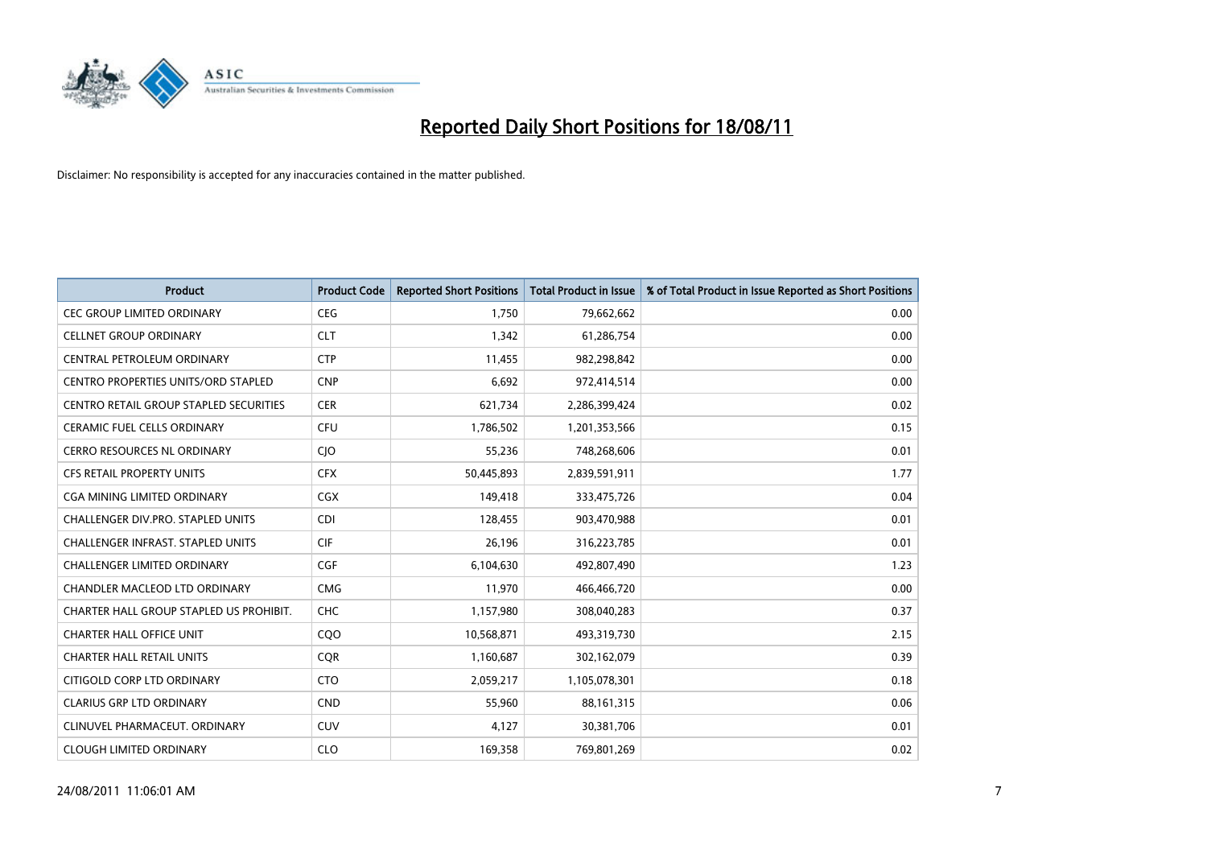# Reported Daily Short Positions for 18/08/11

Disclaimer: No responsibility is accepted for any inaccuracies contained in the matter published.

| Product | Product Code | Reported Short Positions | Total Product in Issue | % of Total Product in Issue Reported as Short Positions |
|---|---|---|---|---|
| CEC GROUP LIMITED ORDINARY | CEG | 1,750 | 79,662,662 | 0.00 |
| CELLNET GROUP ORDINARY | CLT | 1,342 | 61,286,754 | 0.00 |
| CENTRAL PETROLEUM ORDINARY | CTP | 11,455 | 982,298,842 | 0.00 |
| CENTRO PROPERTIES UNITS/ORD STAPLED | CNP | 6,692 | 972,414,514 | 0.00 |
| CENTRO RETAIL GROUP STAPLED SECURITIES | CER | 621,734 | 2,286,399,424 | 0.02 |
| CERAMIC FUEL CELLS ORDINARY | CFU | 1,786,502 | 1,201,353,566 | 0.15 |
| CERRO RESOURCES NL ORDINARY | CJO | 55,236 | 748,268,606 | 0.01 |
| CFS RETAIL PROPERTY UNITS | CFX | 50,445,893 | 2,839,591,911 | 1.77 |
| CGA MINING LIMITED ORDINARY | CGX | 149,418 | 333,475,726 | 0.04 |
| CHALLENGER DIV.PRO. STAPLED UNITS | CDI | 128,455 | 903,470,988 | 0.01 |
| CHALLENGER INFRAST. STAPLED UNITS | CIF | 26,196 | 316,223,785 | 0.01 |
| CHALLENGER LIMITED ORDINARY | CGF | 6,104,630 | 492,807,490 | 1.23 |
| CHANDLER MACLEOD LTD ORDINARY | CMG | 11,970 | 466,466,720 | 0.00 |
| CHARTER HALL GROUP STAPLED US PROHIBIT. | CHC | 1,157,980 | 308,040,283 | 0.37 |
| CHARTER HALL OFFICE UNIT | CQO | 10,568,871 | 493,319,730 | 2.15 |
| CHARTER HALL RETAIL UNITS | CQR | 1,160,687 | 302,162,079 | 0.39 |
| CITIGOLD CORP LTD ORDINARY | CTO | 2,059,217 | 1,105,078,301 | 0.18 |
| CLARIUS GRP LTD ORDINARY | CND | 55,960 | 88,161,315 | 0.06 |
| CLINUVEL PHARMACEUT. ORDINARY | CUV | 4,127 | 30,381,706 | 0.01 |
| CLOUGH LIMITED ORDINARY | CLO | 169,358 | 769,801,269 | 0.02 |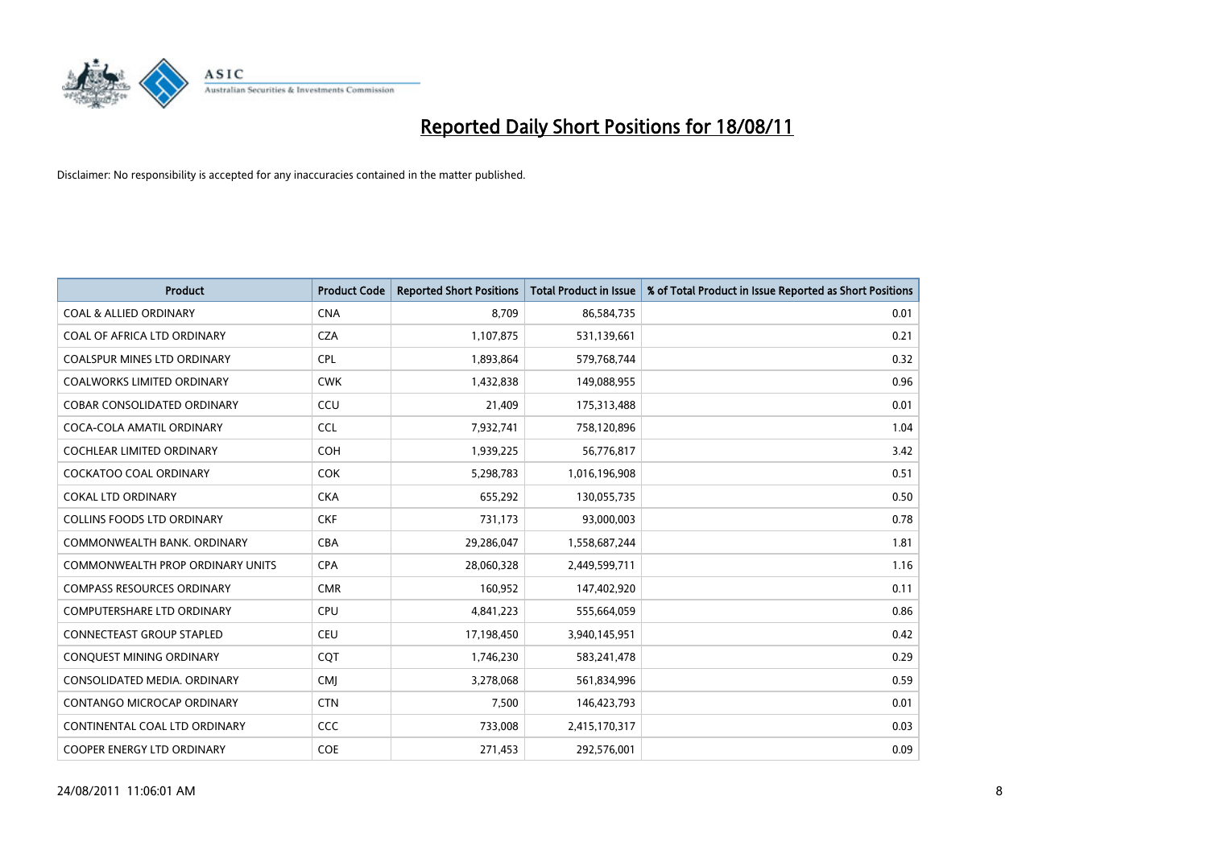# Reported Daily Short Positions for 18/08/11

Disclaimer: No responsibility is accepted for any inaccuracies contained in the matter published.

| Product | Product Code | Reported Short Positions | Total Product in Issue | % of Total Product in Issue Reported as Short Positions |
|---|---|---|---|---|
| COAL & ALLIED ORDINARY | CNA | 8,709 | 86,584,735 | 0.01 |
| COAL OF AFRICA LTD ORDINARY | CZA | 1,107,875 | 531,139,661 | 0.21 |
| COALSPUR MINES LTD ORDINARY | CPL | 1,893,864 | 579,768,744 | 0.32 |
| COALWORKS LIMITED ORDINARY | CWK | 1,432,838 | 149,088,955 | 0.96 |
| COBAR CONSOLIDATED ORDINARY | CCU | 21,409 | 175,313,488 | 0.01 |
| COCA-COLA AMATIL ORDINARY | CCL | 7,932,741 | 758,120,896 | 1.04 |
| COCHLEAR LIMITED ORDINARY | COH | 1,939,225 | 56,776,817 | 3.42 |
| COCKATOO COAL ORDINARY | COK | 5,298,783 | 1,016,196,908 | 0.51 |
| COKAL LTD ORDINARY | CKA | 655,292 | 130,055,735 | 0.50 |
| COLLINS FOODS LTD ORDINARY | CKF | 731,173 | 93,000,003 | 0.78 |
| COMMONWEALTH BANK. ORDINARY | CBA | 29,286,047 | 1,558,687,244 | 1.81 |
| COMMONWEALTH PROP ORDINARY UNITS | CPA | 28,060,328 | 2,449,599,711 | 1.16 |
| COMPASS RESOURCES ORDINARY | CMR | 160,952 | 147,402,920 | 0.11 |
| COMPUTERSHARE LTD ORDINARY | CPU | 4,841,223 | 555,664,059 | 0.86 |
| CONNECTEAST GROUP STAPLED | CEU | 17,198,450 | 3,940,145,951 | 0.42 |
| CONQUEST MINING ORDINARY | CQT | 1,746,230 | 583,241,478 | 0.29 |
| CONSOLIDATED MEDIA. ORDINARY | CMJ | 3,278,068 | 561,834,996 | 0.59 |
| CONTANGO MICROCAP ORDINARY | CTN | 7,500 | 146,423,793 | 0.01 |
| CONTINENTAL COAL LTD ORDINARY | CCC | 733,008 | 2,415,170,317 | 0.03 |
| COOPER ENERGY LTD ORDINARY | COE | 271,453 | 292,576,001 | 0.09 |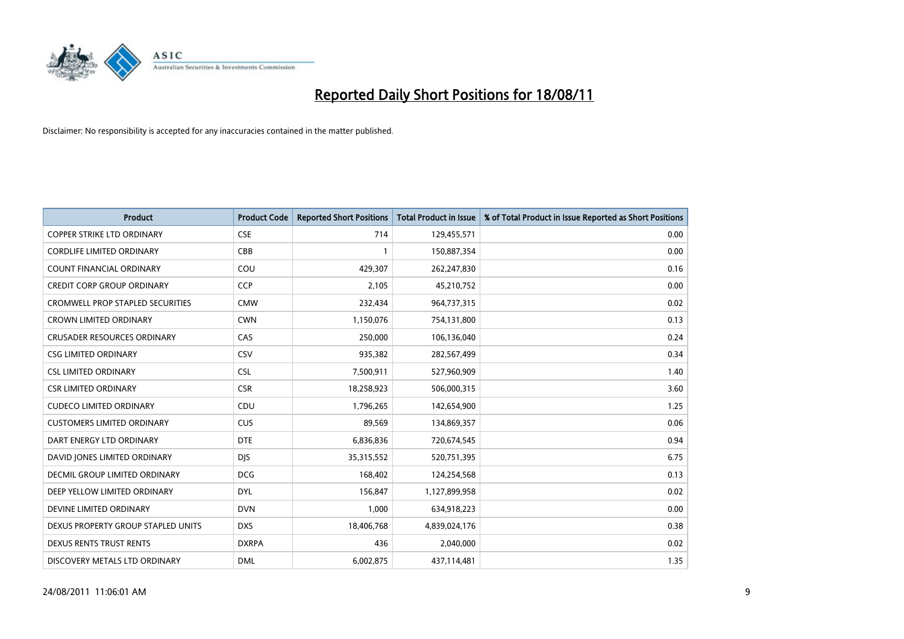# Reported Daily Short Positions for 18/08/11

Disclaimer: No responsibility is accepted for any inaccuracies contained in the matter published.

| Product | Product Code | Reported Short Positions | Total Product in Issue | % of Total Product in Issue Reported as Short Positions |
|---|---|---|---|---|
| COPPER STRIKE LTD ORDINARY | CSE | 714 | 129,455,571 | 0.00 |
| CORDLIFE LIMITED ORDINARY | CBB | 1 | 150,887,354 | 0.00 |
| COUNT FINANCIAL ORDINARY | COU | 429,307 | 262,247,830 | 0.16 |
| CREDIT CORP GROUP ORDINARY | CCP | 2,105 | 45,210,752 | 0.00 |
| CROMWELL PROP STAPLED SECURITIES | CMW | 232,434 | 964,737,315 | 0.02 |
| CROWN LIMITED ORDINARY | CWN | 1,150,076 | 754,131,800 | 0.13 |
| CRUSADER RESOURCES ORDINARY | CAS | 250,000 | 106,136,040 | 0.24 |
| CSG LIMITED ORDINARY | CSV | 935,382 | 282,567,499 | 0.34 |
| CSL LIMITED ORDINARY | CSL | 7,500,911 | 527,960,909 | 1.40 |
| CSR LIMITED ORDINARY | CSR | 18,258,923 | 506,000,315 | 3.60 |
| CUDECO LIMITED ORDINARY | CDU | 1,796,265 | 142,654,900 | 1.25 |
| CUSTOMERS LIMITED ORDINARY | CUS | 89,569 | 134,869,357 | 0.06 |
| DART ENERGY LTD ORDINARY | DTE | 6,836,836 | 720,674,545 | 0.94 |
| DAVID JONES LIMITED ORDINARY | DJS | 35,315,552 | 520,751,395 | 6.75 |
| DECMIL GROUP LIMITED ORDINARY | DCG | 168,402 | 124,254,568 | 0.13 |
| DEEP YELLOW LIMITED ORDINARY | DYL | 156,847 | 1,127,899,958 | 0.02 |
| DEVINE LIMITED ORDINARY | DVN | 1,000 | 634,918,223 | 0.00 |
| DEXUS PROPERTY GROUP STAPLED UNITS | DXS | 18,406,768 | 4,839,024,176 | 0.38 |
| DEXUS RENTS TRUST RENTS | DXRPA | 436 | 2,040,000 | 0.02 |
| DISCOVERY METALS LTD ORDINARY | DML | 6,002,875 | 437,114,481 | 1.35 |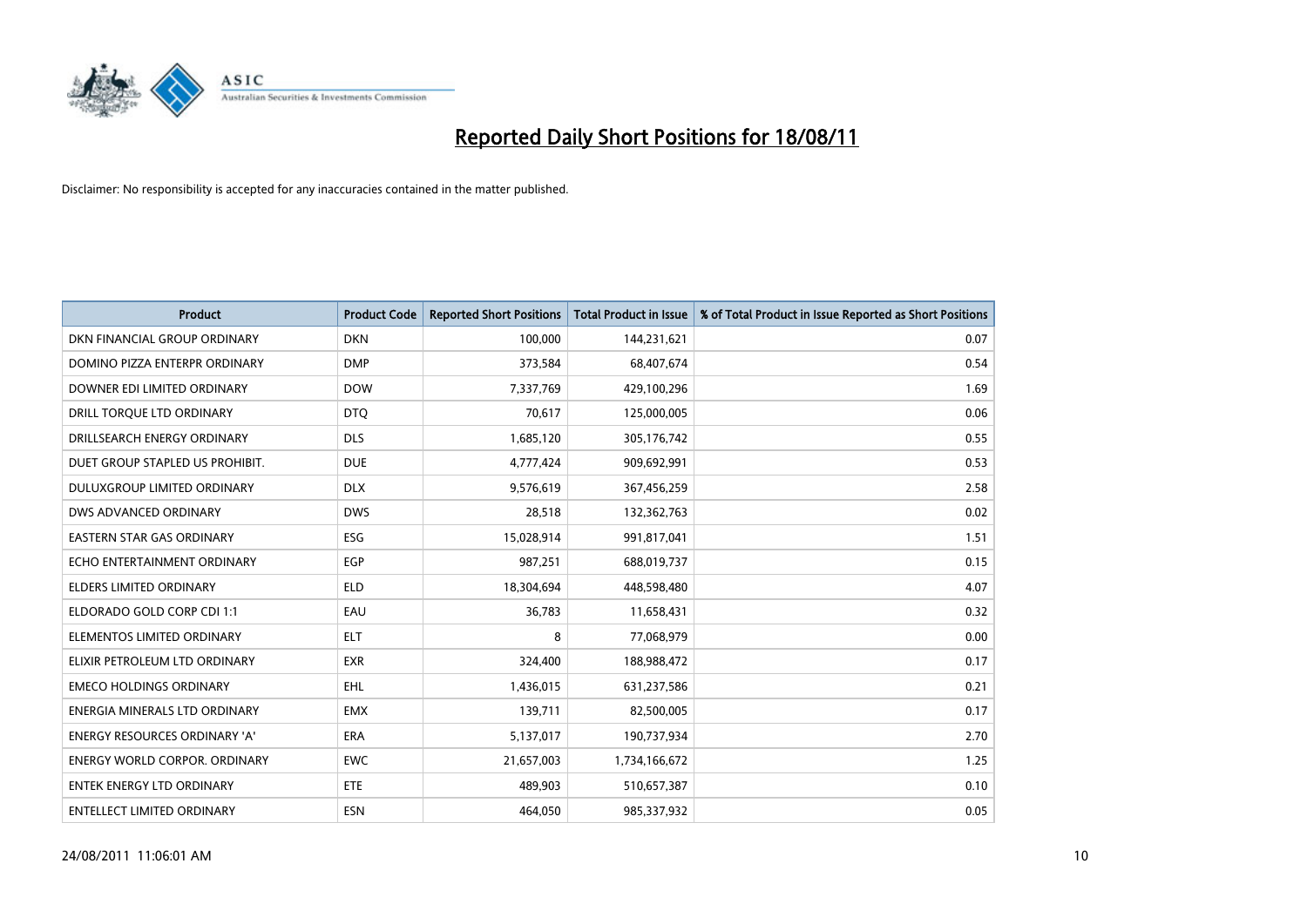# Reported Daily Short Positions for 18/08/11

Disclaimer: No responsibility is accepted for any inaccuracies contained in the matter published.

| Product | Product Code | Reported Short Positions | Total Product in Issue | % of Total Product in Issue Reported as Short Positions |
|---|---|---|---|---|
| DKN FINANCIAL GROUP ORDINARY | DKN | 100,000 | 144,231,621 | 0.07 |
| DOMINO PIZZA ENTERPR ORDINARY | DMP | 373,584 | 68,407,674 | 0.54 |
| DOWNER EDI LIMITED ORDINARY | DOW | 7,337,769 | 429,100,296 | 1.69 |
| DRILL TORQUE LTD ORDINARY | DTQ | 70,617 | 125,000,005 | 0.06 |
| DRILLSEARCH ENERGY ORDINARY | DLS | 1,685,120 | 305,176,742 | 0.55 |
| DUET GROUP STAPLED US PROHIBIT. | DUE | 4,777,424 | 909,692,991 | 0.53 |
| DULUXGROUP LIMITED ORDINARY | DLX | 9,576,619 | 367,456,259 | 2.58 |
| DWS ADVANCED ORDINARY | DWS | 28,518 | 132,362,763 | 0.02 |
| EASTERN STAR GAS ORDINARY | ESG | 15,028,914 | 991,817,041 | 1.51 |
| ECHO ENTERTAINMENT ORDINARY | EGP | 987,251 | 688,019,737 | 0.15 |
| ELDERS LIMITED ORDINARY | ELD | 18,304,694 | 448,598,480 | 4.07 |
| ELDORADO GOLD CORP CDI 1:1 | EAU | 36,783 | 11,658,431 | 0.32 |
| ELEMENTOS LIMITED ORDINARY | ELT | 8 | 77,068,979 | 0.00 |
| ELIXIR PETROLEUM LTD ORDINARY | EXR | 324,400 | 188,988,472 | 0.17 |
| EMECO HOLDINGS ORDINARY | EHL | 1,436,015 | 631,237,586 | 0.21 |
| ENERGIA MINERALS LTD ORDINARY | EMX | 139,711 | 82,500,005 | 0.17 |
| ENERGY RESOURCES ORDINARY 'A' | ERA | 5,137,017 | 190,737,934 | 2.70 |
| ENERGY WORLD CORPOR. ORDINARY | EWC | 21,657,003 | 1,734,166,672 | 1.25 |
| ENTEK ENERGY LTD ORDINARY | ETE | 489,903 | 510,657,387 | 0.10 |
| ENTELLECT LIMITED ORDINARY | ESN | 464,050 | 985,337,932 | 0.05 |

24/08/2011 11:06:01 AM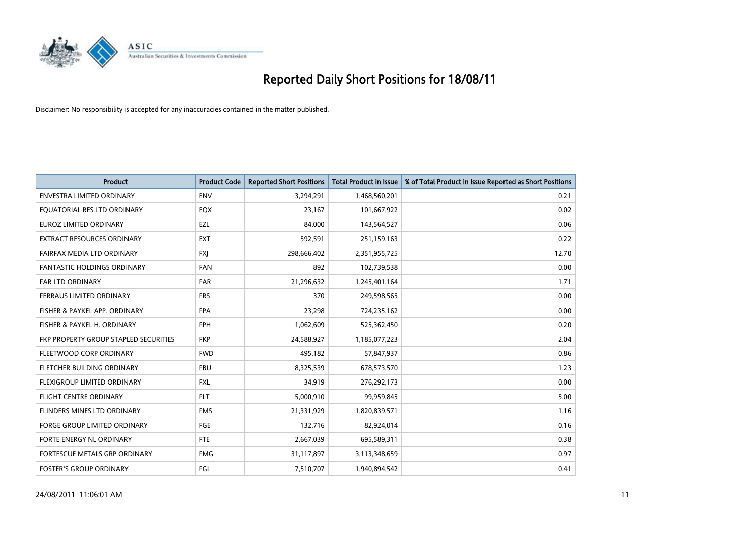# Reported Daily Short Positions for 18/08/11

Disclaimer: No responsibility is accepted for any inaccuracies contained in the matter published.

| Product | Product Code | Reported Short Positions | Total Product in Issue | % of Total Product in Issue Reported as Short Positions |
|---|---|---|---|---|
| ENVESTRA LIMITED ORDINARY | ENV | 3,294,291 | 1,468,560,201 | 0.21 |
| EQUATORIAL RES LTD ORDINARY | EQX | 23,167 | 101,667,922 | 0.02 |
| EUROZ LIMITED ORDINARY | EZL | 84,000 | 143,564,527 | 0.06 |
| EXTRACT RESOURCES ORDINARY | EXT | 592,591 | 251,159,163 | 0.22 |
| FAIRFAX MEDIA LTD ORDINARY | FXJ | 298,666,402 | 2,351,955,725 | 12.70 |
| FANTASTIC HOLDINGS ORDINARY | FAN | 892 | 102,739,538 | 0.00 |
| FAR LTD ORDINARY | FAR | 21,296,632 | 1,245,401,164 | 1.71 |
| FERRAUS LIMITED ORDINARY | FRS | 370 | 249,598,565 | 0.00 |
| FISHER & PAYKEL APP. ORDINARY | FPA | 23,298 | 724,235,162 | 0.00 |
| FISHER & PAYKEL H. ORDINARY | FPH | 1,062,609 | 525,362,450 | 0.20 |
| FKP PROPERTY GROUP STAPLED SECURITIES | FKP | 24,588,927 | 1,185,077,223 | 2.04 |
| FLEETWOOD CORP ORDINARY | FWD | 495,182 | 57,847,937 | 0.86 |
| FLETCHER BUILDING ORDINARY | FBU | 8,325,539 | 678,573,570 | 1.23 |
| FLEXIGROUP LIMITED ORDINARY | FXL | 34,919 | 276,292,173 | 0.00 |
| FLIGHT CENTRE ORDINARY | FLT | 5,000,910 | 99,959,845 | 5.00 |
| FLINDERS MINES LTD ORDINARY | FMS | 21,331,929 | 1,820,839,571 | 1.16 |
| FORGE GROUP LIMITED ORDINARY | FGE | 132,716 | 82,924,014 | 0.16 |
| FORTE ENERGY NL ORDINARY | FTE | 2,667,039 | 695,589,311 | 0.38 |
| FORTESCUE METALS GRP ORDINARY | FMG | 31,117,897 | 3,113,348,659 | 0.97 |
| FOSTER'S GROUP ORDINARY | FGL | 7,510,707 | 1,940,894,542 | 0.41 |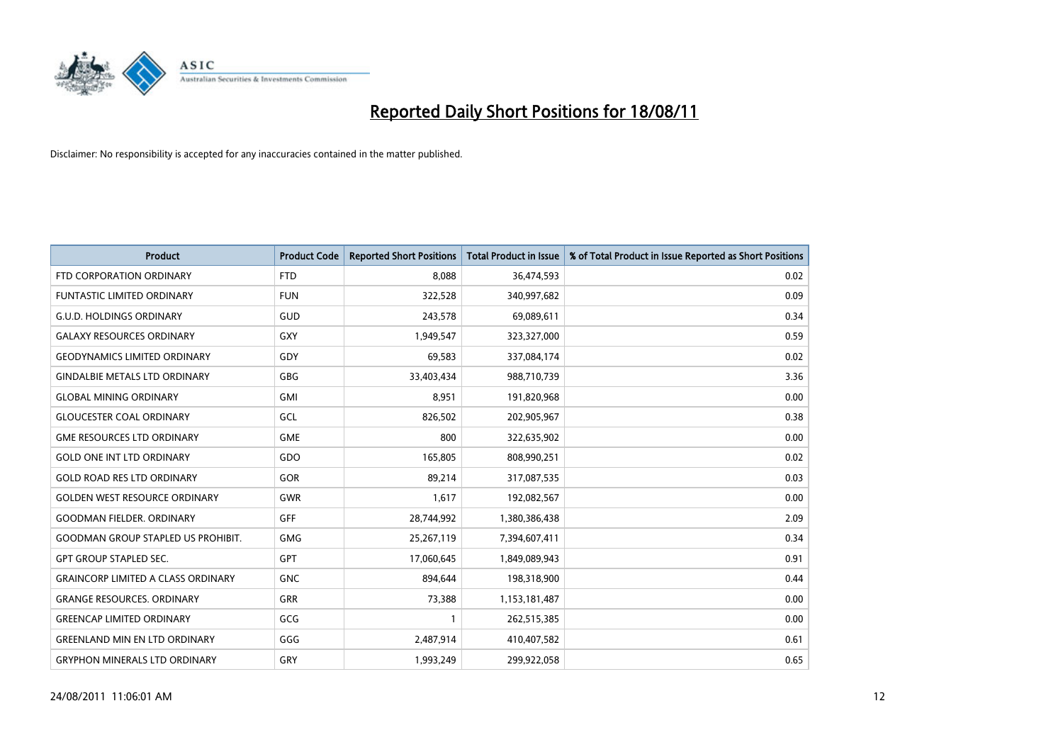# Reported Daily Short Positions for 18/08/11

Disclaimer: No responsibility is accepted for any inaccuracies contained in the matter published.

| Product | Product Code | Reported Short Positions | Total Product in Issue | % of Total Product in Issue Reported as Short Positions |
|---|---|---|---|---|
| FTD CORPORATION ORDINARY | FTD | 8,088 | 36,474,593 | 0.02 |
| FUNTASTIC LIMITED ORDINARY | FUN | 322,528 | 340,997,682 | 0.09 |
| G.U.D. HOLDINGS ORDINARY | GUD | 243,578 | 69,089,611 | 0.34 |
| GALAXY RESOURCES ORDINARY | GXY | 1,949,547 | 323,327,000 | 0.59 |
| GEODYNAMICS LIMITED ORDINARY | GDY | 69,583 | 337,084,174 | 0.02 |
| GINDALBIE METALS LTD ORDINARY | GBG | 33,403,434 | 988,710,739 | 3.36 |
| GLOBAL MINING ORDINARY | GMI | 8,951 | 191,820,968 | 0.00 |
| GLOUCESTER COAL ORDINARY | GCL | 826,502 | 202,905,967 | 0.38 |
| GME RESOURCES LTD ORDINARY | GME | 800 | 322,635,902 | 0.00 |
| GOLD ONE INT LTD ORDINARY | GDO | 165,805 | 808,990,251 | 0.02 |
| GOLD ROAD RES LTD ORDINARY | GOR | 89,214 | 317,087,535 | 0.03 |
| GOLDEN WEST RESOURCE ORDINARY | GWR | 1,617 | 192,082,567 | 0.00 |
| GOODMAN FIELDER. ORDINARY | GFF | 28,744,992 | 1,380,386,438 | 2.09 |
| GOODMAN GROUP STAPLED US PROHIBIT. | GMG | 25,267,119 | 7,394,607,411 | 0.34 |
| GPT GROUP STAPLED SEC. | GPT | 17,060,645 | 1,849,089,943 | 0.91 |
| GRAINCORP LIMITED A CLASS ORDINARY | GNC | 894,644 | 198,318,900 | 0.44 |
| GRANGE RESOURCES. ORDINARY | GRR | 73,388 | 1,153,181,487 | 0.00 |
| GREENCAP LIMITED ORDINARY | GCG | 1 | 262,515,385 | 0.00 |
| GREENLAND MIN EN LTD ORDINARY | GGG | 2,487,914 | 410,407,582 | 0.61 |
| GRYPHON MINERALS LTD ORDINARY | GRY | 1,993,249 | 299,922,058 | 0.65 |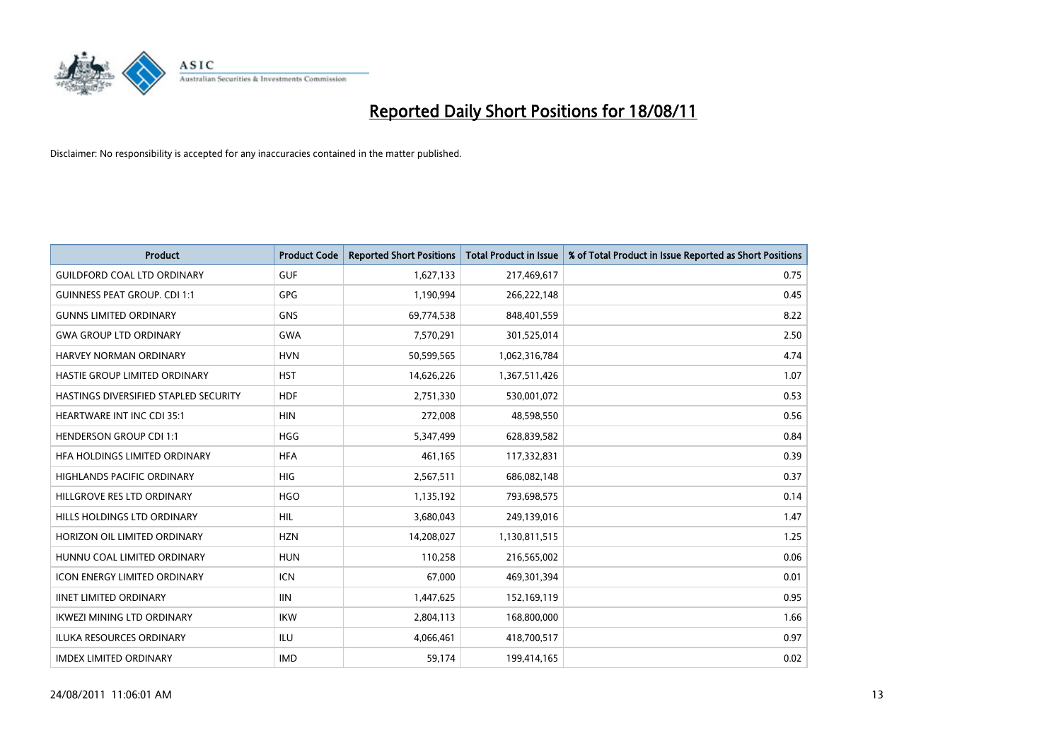# Reported Daily Short Positions for 18/08/11

Disclaimer: No responsibility is accepted for any inaccuracies contained in the matter published.

| Product | Product Code | Reported Short Positions | Total Product in Issue | % of Total Product in Issue Reported as Short Positions |
|---|---|---|---|---|
| GUILDFORD COAL LTD ORDINARY | GUF | 1,627,133 | 217,469,617 | 0.75 |
| GUINNESS PEAT GROUP. CDI 1:1 | GPG | 1,190,994 | 266,222,148 | 0.45 |
| GUNNS LIMITED ORDINARY | GNS | 69,774,538 | 848,401,559 | 8.22 |
| GWA GROUP LTD ORDINARY | GWA | 7,570,291 | 301,525,014 | 2.50 |
| HARVEY NORMAN ORDINARY | HVN | 50,599,565 | 1,062,316,784 | 4.74 |
| HASTIE GROUP LIMITED ORDINARY | HST | 14,626,226 | 1,367,511,426 | 1.07 |
| HASTINGS DIVERSIFIED STAPLED SECURITY | HDF | 2,751,330 | 530,001,072 | 0.53 |
| HEARTWARE INT INC CDI 35:1 | HIN | 272,008 | 48,598,550 | 0.56 |
| HENDERSON GROUP CDI 1:1 | HGG | 5,347,499 | 628,839,582 | 0.84 |
| HFA HOLDINGS LIMITED ORDINARY | HFA | 461,165 | 117,332,831 | 0.39 |
| HIGHLANDS PACIFIC ORDINARY | HIG | 2,567,511 | 686,082,148 | 0.37 |
| HILLGROVE RES LTD ORDINARY | HGO | 1,135,192 | 793,698,575 | 0.14 |
| HILLS HOLDINGS LTD ORDINARY | HIL | 3,680,043 | 249,139,016 | 1.47 |
| HORIZON OIL LIMITED ORDINARY | HZN | 14,208,027 | 1,130,811,515 | 1.25 |
| HUNNU COAL LIMITED ORDINARY | HUN | 110,258 | 216,565,002 | 0.06 |
| ICON ENERGY LIMITED ORDINARY | ICN | 67,000 | 469,301,394 | 0.01 |
| IINET LIMITED ORDINARY | IIN | 1,447,625 | 152,169,119 | 0.95 |
| IKWEZI MINING LTD ORDINARY | IKW | 2,804,113 | 168,800,000 | 1.66 |
| ILUKA RESOURCES ORDINARY | ILU | 4,066,461 | 418,700,517 | 0.97 |
| IMDEX LIMITED ORDINARY | IMD | 59,174 | 199,414,165 | 0.02 |

24/08/2011 11:06:01 AM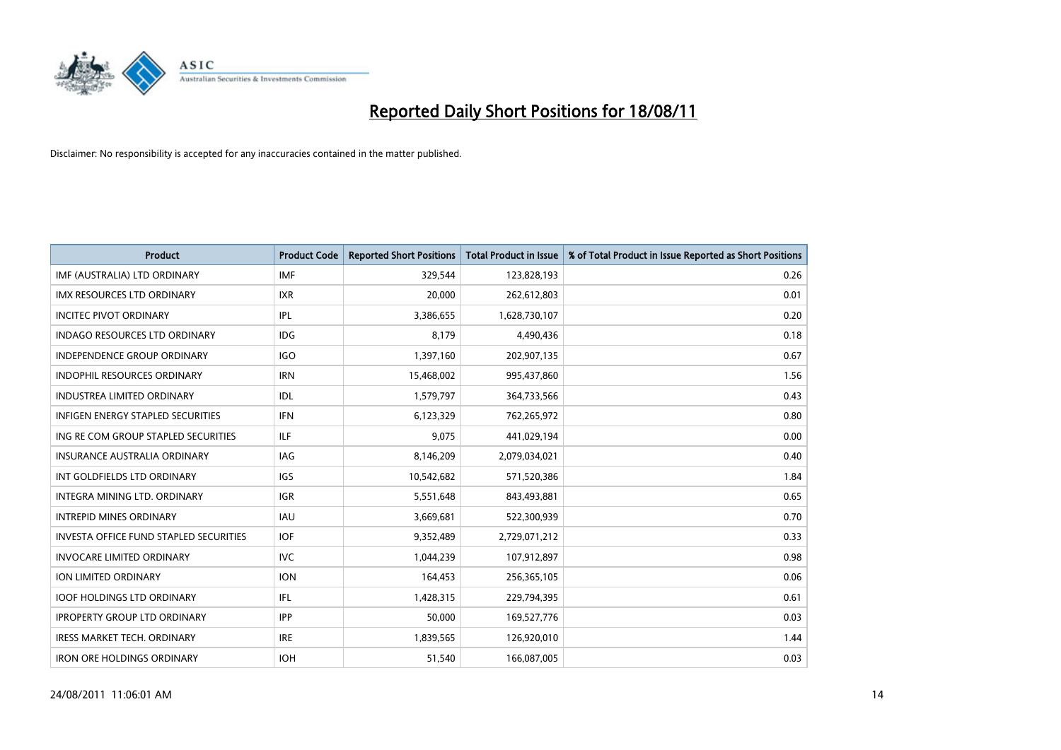# Reported Daily Short Positions for 18/08/11

Disclaimer: No responsibility is accepted for any inaccuracies contained in the matter published.

| Product | Product Code | Reported Short Positions | Total Product in Issue | % of Total Product in Issue Reported as Short Positions |
|---|---|---|---|---|
| IMF (AUSTRALIA) LTD ORDINARY | IMF | 329,544 | 123,828,193 | 0.26 |
| IMX RESOURCES LTD ORDINARY | IXR | 20,000 | 262,612,803 | 0.01 |
| INCITEC PIVOT ORDINARY | IPL | 3,386,655 | 1,628,730,107 | 0.20 |
| INDAGO RESOURCES LTD ORDINARY | IDG | 8,179 | 4,490,436 | 0.18 |
| INDEPENDENCE GROUP ORDINARY | IGO | 1,397,160 | 202,907,135 | 0.67 |
| INDOPHIL RESOURCES ORDINARY | IRN | 15,468,002 | 995,437,860 | 1.56 |
| INDUSTREA LIMITED ORDINARY | IDL | 1,579,797 | 364,733,566 | 0.43 |
| INFIGEN ENERGY STAPLED SECURITIES | IFN | 6,123,329 | 762,265,972 | 0.80 |
| ING RE COM GROUP STAPLED SECURITIES | ILF | 9,075 | 441,029,194 | 0.00 |
| INSURANCE AUSTRALIA ORDINARY | IAG | 8,146,209 | 2,079,034,021 | 0.40 |
| INT GOLDFIELDS LTD ORDINARY | IGS | 10,542,682 | 571,520,386 | 1.84 |
| INTEGRA MINING LTD. ORDINARY | IGR | 5,551,648 | 843,493,881 | 0.65 |
| INTREPID MINES ORDINARY | IAU | 3,669,681 | 522,300,939 | 0.70 |
| INVESTA OFFICE FUND STAPLED SECURITIES | IOF | 9,352,489 | 2,729,071,212 | 0.33 |
| INVOCARE LIMITED ORDINARY | IVC | 1,044,239 | 107,912,897 | 0.98 |
| ION LIMITED ORDINARY | ION | 164,453 | 256,365,105 | 0.06 |
| IOOF HOLDINGS LTD ORDINARY | IFL | 1,428,315 | 229,794,395 | 0.61 |
| IPROPERTY GROUP LTD ORDINARY | IPP | 50,000 | 169,527,776 | 0.03 |
| IRESS MARKET TECH. ORDINARY | IRE | 1,839,565 | 126,920,010 | 1.44 |
| IRON ORE HOLDINGS ORDINARY | IOH | 51,540 | 166,087,005 | 0.03 |

24/08/2011 11:06:01 AM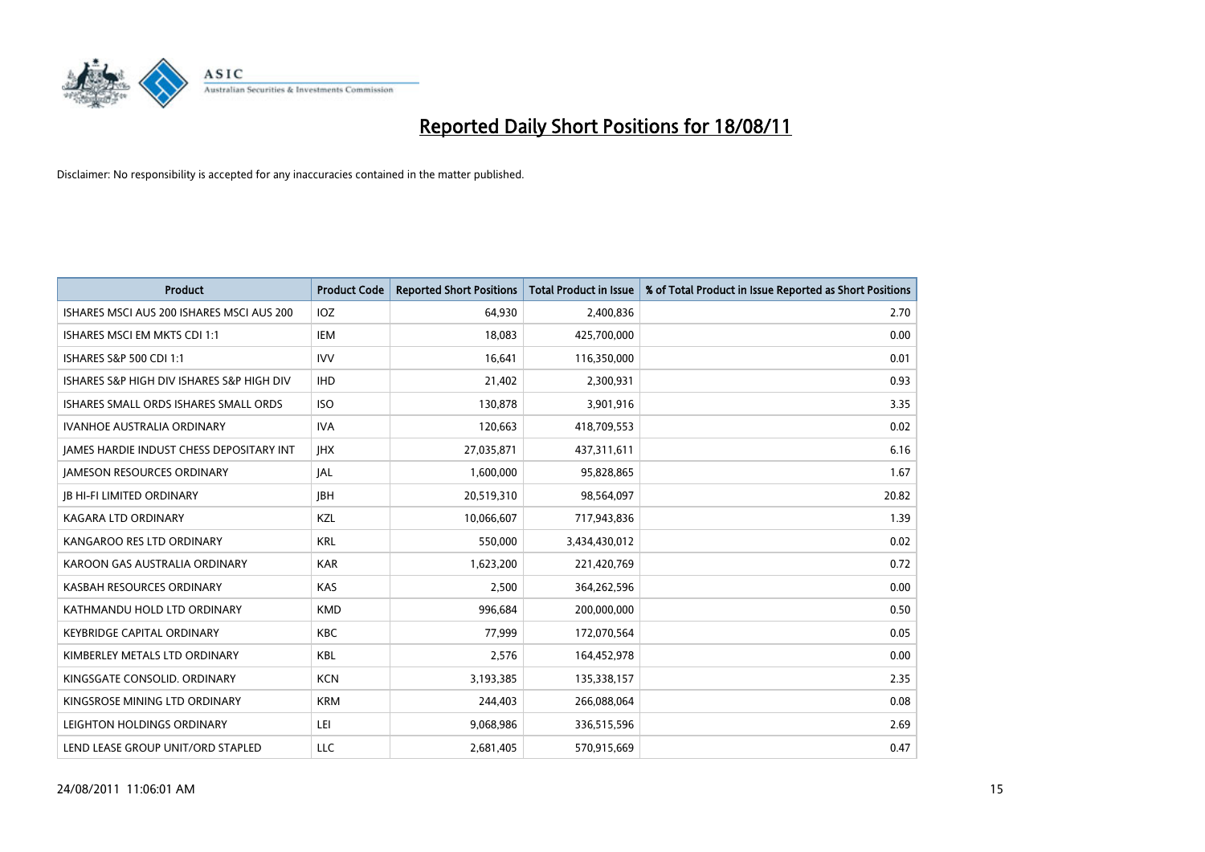# Reported Daily Short Positions for 18/08/11

Disclaimer: No responsibility is accepted for any inaccuracies contained in the matter published.

| Product | Product Code | Reported Short Positions | Total Product in Issue | % of Total Product in Issue Reported as Short Positions |
|---|---|---|---|---|
| ISHARES MSCI AUS 200 ISHARES MSCI AUS 200 | IOZ | 64,930 | 2,400,836 | 2.70 |
| ISHARES MSCI EM MKTS CDI 1:1 | IEM | 18,083 | 425,700,000 | 0.00 |
| ISHARES S&P 500 CDI 1:1 | IVV | 16,641 | 116,350,000 | 0.01 |
| ISHARES S&P HIGH DIV ISHARES S&P HIGH DIV | IHD | 21,402 | 2,300,931 | 0.93 |
| ISHARES SMALL ORDS ISHARES SMALL ORDS | ISO | 130,878 | 3,901,916 | 3.35 |
| IVANHOE AUSTRALIA ORDINARY | IVA | 120,663 | 418,709,553 | 0.02 |
| JAMES HARDIE INDUST CHESS DEPOSITARY INT | JHX | 27,035,871 | 437,311,611 | 6.16 |
| JAMESON RESOURCES ORDINARY | JAL | 1,600,000 | 95,828,865 | 1.67 |
| JB HI-FI LIMITED ORDINARY | JBH | 20,519,310 | 98,564,097 | 20.82 |
| KAGARA LTD ORDINARY | KZL | 10,066,607 | 717,943,836 | 1.39 |
| KANGAROO RES LTD ORDINARY | KRL | 550,000 | 3,434,430,012 | 0.02 |
| KAROON GAS AUSTRALIA ORDINARY | KAR | 1,623,200 | 221,420,769 | 0.72 |
| KASBAH RESOURCES ORDINARY | KAS | 2,500 | 364,262,596 | 0.00 |
| KATHMANDU HOLD LTD ORDINARY | KMD | 996,684 | 200,000,000 | 0.50 |
| KEYBRIDGE CAPITAL ORDINARY | KBC | 77,999 | 172,070,564 | 0.05 |
| KIMBERLEY METALS LTD ORDINARY | KBL | 2,576 | 164,452,978 | 0.00 |
| KINGSGATE CONSOLID. ORDINARY | KCN | 3,193,385 | 135,338,157 | 2.35 |
| KINGSROSE MINING LTD ORDINARY | KRM | 244,403 | 266,088,064 | 0.08 |
| LEIGHTON HOLDINGS ORDINARY | LEI | 9,068,986 | 336,515,596 | 2.69 |
| LEND LEASE GROUP UNIT/ORD STAPLED | LLC | 2,681,405 | 570,915,669 | 0.47 |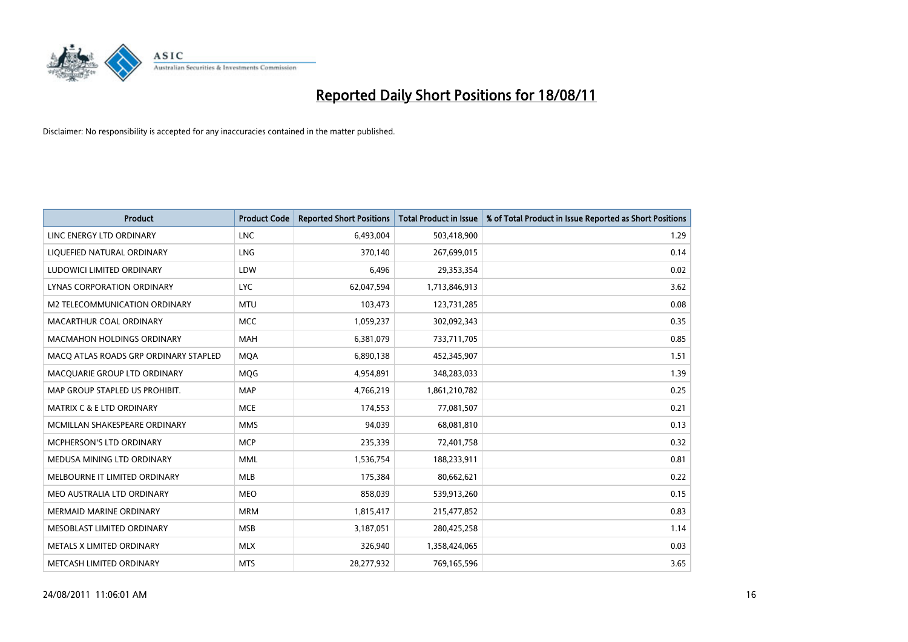# Reported Daily Short Positions for 18/08/11

Disclaimer: No responsibility is accepted for any inaccuracies contained in the matter published.

| Product | Product Code | Reported Short Positions | Total Product in Issue | % of Total Product in Issue Reported as Short Positions |
|---|---|---|---|---|
| LINC ENERGY LTD ORDINARY | LNC | 6,493,004 | 503,418,900 | 1.29 |
| LIQUEFIED NATURAL ORDINARY | LNG | 370,140 | 267,699,015 | 0.14 |
| LUDOWICI LIMITED ORDINARY | LDW | 6,496 | 29,353,354 | 0.02 |
| LYNAS CORPORATION ORDINARY | LYC | 62,047,594 | 1,713,846,913 | 3.62 |
| M2 TELECOMMUNICATION ORDINARY | MTU | 103,473 | 123,731,285 | 0.08 |
| MACARTHUR COAL ORDINARY | MCC | 1,059,237 | 302,092,343 | 0.35 |
| MACMAHON HOLDINGS ORDINARY | MAH | 6,381,079 | 733,711,705 | 0.85 |
| MACQ ATLAS ROADS GRP ORDINARY STAPLED | MQA | 6,890,138 | 452,345,907 | 1.51 |
| MACQUARIE GROUP LTD ORDINARY | MQG | 4,954,891 | 348,283,033 | 1.39 |
| MAP GROUP STAPLED US PROHIBIT. | MAP | 4,766,219 | 1,861,210,782 | 0.25 |
| MATRIX C & E LTD ORDINARY | MCE | 174,553 | 77,081,507 | 0.21 |
| MCMILLAN SHAKESPEARE ORDINARY | MMS | 94,039 | 68,081,810 | 0.13 |
| MCPHERSON'S LTD ORDINARY | MCP | 235,339 | 72,401,758 | 0.32 |
| MEDUSA MINING LTD ORDINARY | MML | 1,536,754 | 188,233,911 | 0.81 |
| MELBOURNE IT LIMITED ORDINARY | MLB | 175,384 | 80,662,621 | 0.22 |
| MEO AUSTRALIA LTD ORDINARY | MEO | 858,039 | 539,913,260 | 0.15 |
| MERMAID MARINE ORDINARY | MRM | 1,815,417 | 215,477,852 | 0.83 |
| MESOBLAST LIMITED ORDINARY | MSB | 3,187,051 | 280,425,258 | 1.14 |
| METALS X LIMITED ORDINARY | MLX | 326,940 | 1,358,424,065 | 0.03 |
| METCASH LIMITED ORDINARY | MTS | 28,277,932 | 769,165,596 | 3.65 |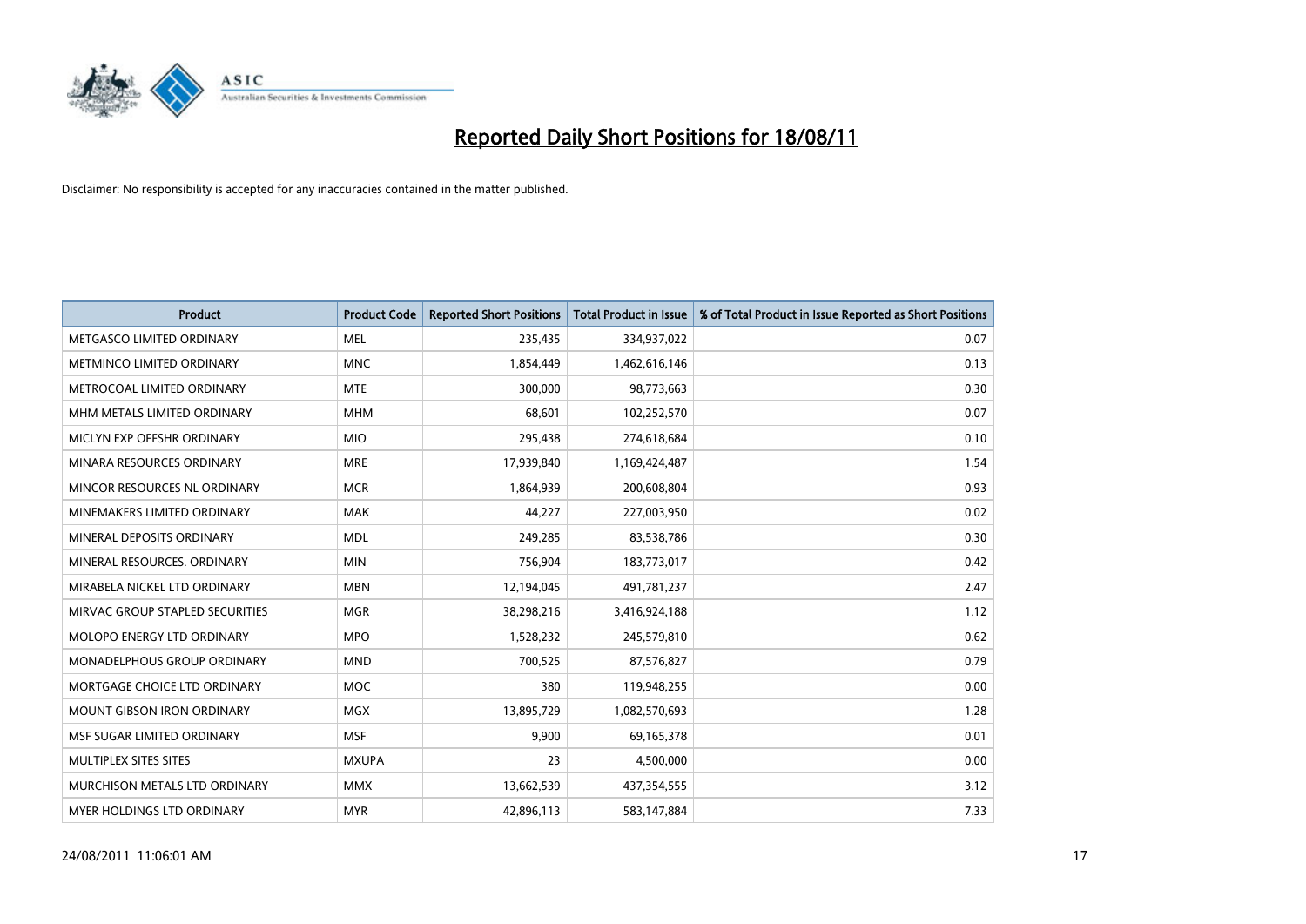# Reported Daily Short Positions for 18/08/11

Disclaimer: No responsibility is accepted for any inaccuracies contained in the matter published.

| Product | Product Code | Reported Short Positions | Total Product in Issue | % of Total Product in Issue Reported as Short Positions |
|---|---|---|---|---|
| METGASCO LIMITED ORDINARY | MEL | 235,435 | 334,937,022 | 0.07 |
| METMINCO LIMITED ORDINARY | MNC | 1,854,449 | 1,462,616,146 | 0.13 |
| METROCOAL LIMITED ORDINARY | MTE | 300,000 | 98,773,663 | 0.30 |
| MHM METALS LIMITED ORDINARY | MHM | 68,601 | 102,252,570 | 0.07 |
| MICLYN EXP OFFSHR ORDINARY | MIO | 295,438 | 274,618,684 | 0.10 |
| MINARA RESOURCES ORDINARY | MRE | 17,939,840 | 1,169,424,487 | 1.54 |
| MINCOR RESOURCES NL ORDINARY | MCR | 1,864,939 | 200,608,804 | 0.93 |
| MINEMAKERS LIMITED ORDINARY | MAK | 44,227 | 227,003,950 | 0.02 |
| MINERAL DEPOSITS ORDINARY | MDL | 249,285 | 83,538,786 | 0.30 |
| MINERAL RESOURCES. ORDINARY | MIN | 756,904 | 183,773,017 | 0.42 |
| MIRABELA NICKEL LTD ORDINARY | MBN | 12,194,045 | 491,781,237 | 2.47 |
| MIRVAC GROUP STAPLED SECURITIES | MGR | 38,298,216 | 3,416,924,188 | 1.12 |
| MOLOPO ENERGY LTD ORDINARY | MPO | 1,528,232 | 245,579,810 | 0.62 |
| MONADELPHOUS GROUP ORDINARY | MND | 700,525 | 87,576,827 | 0.79 |
| MORTGAGE CHOICE LTD ORDINARY | MOC | 380 | 119,948,255 | 0.00 |
| MOUNT GIBSON IRON ORDINARY | MGX | 13,895,729 | 1,082,570,693 | 1.28 |
| MSF SUGAR LIMITED ORDINARY | MSF | 9,900 | 69,165,378 | 0.01 |
| MULTIPLEX SITES SITES | MXUPA | 23 | 4,500,000 | 0.00 |
| MURCHISON METALS LTD ORDINARY | MMX | 13,662,539 | 437,354,555 | 3.12 |
| MYER HOLDINGS LTD ORDINARY | MYR | 42,896,113 | 583,147,884 | 7.33 |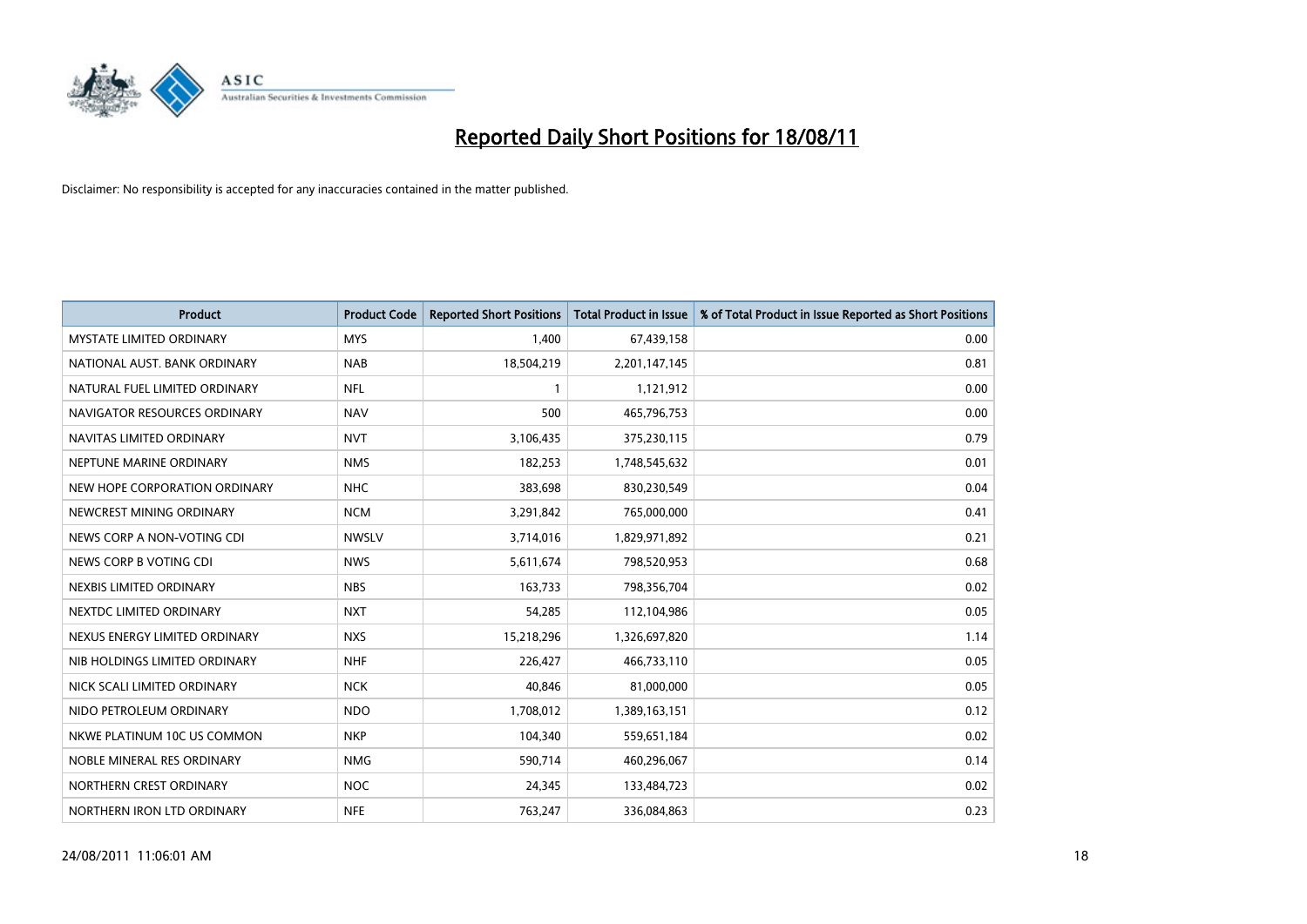# Reported Daily Short Positions for 18/08/11

Disclaimer: No responsibility is accepted for any inaccuracies contained in the matter published.

| Product | Product Code | Reported Short Positions | Total Product in Issue | % of Total Product in Issue Reported as Short Positions |
|---|---|---|---|---|
| MYSTATE LIMITED ORDINARY | MYS | 1,400 | 67,439,158 | 0.00 |
| NATIONAL AUST. BANK ORDINARY | NAB | 18,504,219 | 2,201,147,145 | 0.81 |
| NATURAL FUEL LIMITED ORDINARY | NFL | 1 | 1,121,912 | 0.00 |
| NAVIGATOR RESOURCES ORDINARY | NAV | 500 | 465,796,753 | 0.00 |
| NAVITAS LIMITED ORDINARY | NVT | 3,106,435 | 375,230,115 | 0.79 |
| NEPTUNE MARINE ORDINARY | NMS | 182,253 | 1,748,545,632 | 0.01 |
| NEW HOPE CORPORATION ORDINARY | NHC | 383,698 | 830,230,549 | 0.04 |
| NEWCREST MINING ORDINARY | NCM | 3,291,842 | 765,000,000 | 0.41 |
| NEWS CORP A NON-VOTING CDI | NWSLV | 3,714,016 | 1,829,971,892 | 0.21 |
| NEWS CORP B VOTING CDI | NWS | 5,611,674 | 798,520,953 | 0.68 |
| NEXBIS LIMITED ORDINARY | NBS | 163,733 | 798,356,704 | 0.02 |
| NEXTDC LIMITED ORDINARY | NXT | 54,285 | 112,104,986 | 0.05 |
| NEXUS ENERGY LIMITED ORDINARY | NXS | 15,218,296 | 1,326,697,820 | 1.14 |
| NIB HOLDINGS LIMITED ORDINARY | NHF | 226,427 | 466,733,110 | 0.05 |
| NICK SCALI LIMITED ORDINARY | NCK | 40,846 | 81,000,000 | 0.05 |
| NIDO PETROLEUM ORDINARY | NDO | 1,708,012 | 1,389,163,151 | 0.12 |
| NKWE PLATINUM 10C US COMMON | NKP | 104,340 | 559,651,184 | 0.02 |
| NOBLE MINERAL RES ORDINARY | NMG | 590,714 | 460,296,067 | 0.14 |
| NORTHERN CREST ORDINARY | NOC | 24,345 | 133,484,723 | 0.02 |
| NORTHERN IRON LTD ORDINARY | NFE | 763,247 | 336,084,863 | 0.23 |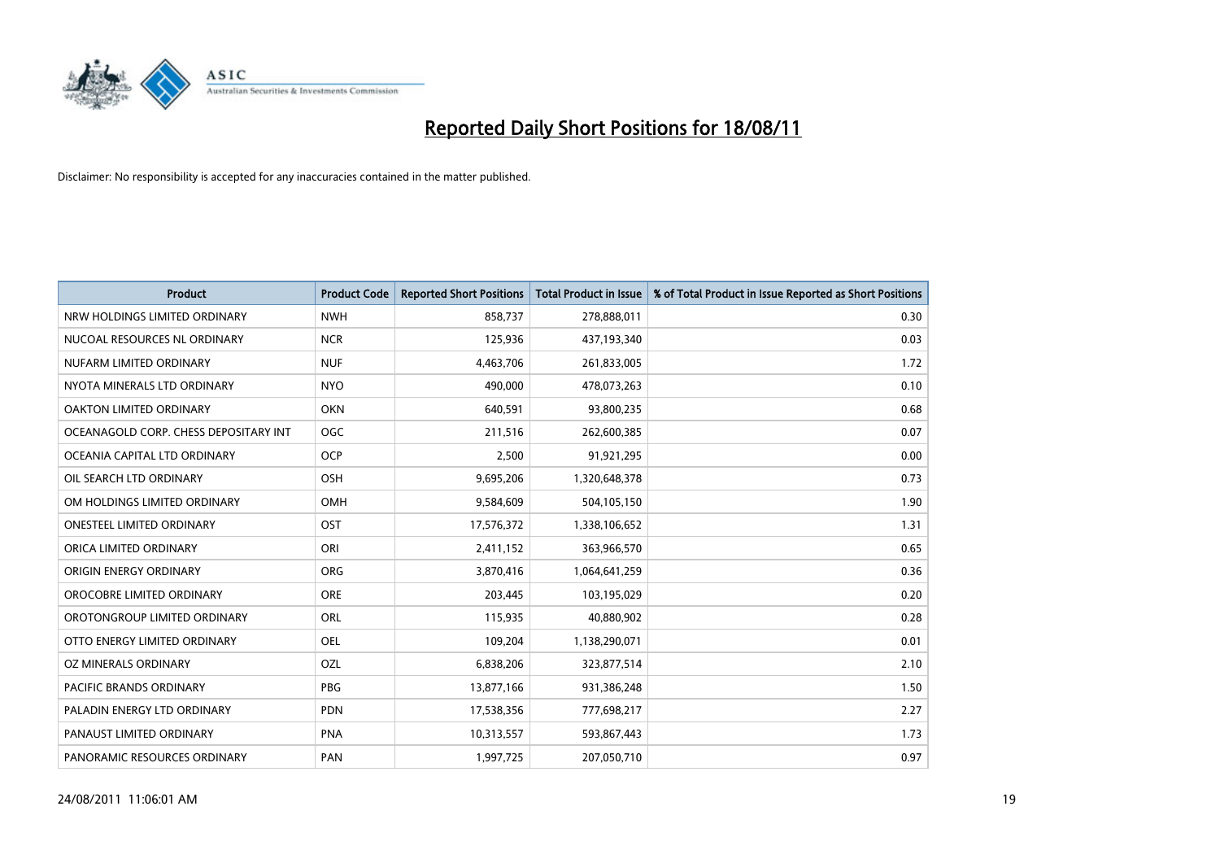# Reported Daily Short Positions for 18/08/11

Disclaimer: No responsibility is accepted for any inaccuracies contained in the matter published.

| Product | Product Code | Reported Short Positions | Total Product in Issue | % of Total Product in Issue Reported as Short Positions |
|---|---|---|---|---|
| NRW HOLDINGS LIMITED ORDINARY | NWH | 858,737 | 278,888,011 | 0.30 |
| NUCOAL RESOURCES NL ORDINARY | NCR | 125,936 | 437,193,340 | 0.03 |
| NUFARM LIMITED ORDINARY | NUF | 4,463,706 | 261,833,005 | 1.72 |
| NYOTA MINERALS LTD ORDINARY | NYO | 490,000 | 478,073,263 | 0.10 |
| OAKTON LIMITED ORDINARY | OKN | 640,591 | 93,800,235 | 0.68 |
| OCEANAGOLD CORP. CHESS DEPOSITARY INT | OGC | 211,516 | 262,600,385 | 0.07 |
| OCEANIA CAPITAL LTD ORDINARY | OCP | 2,500 | 91,921,295 | 0.00 |
| OIL SEARCH LTD ORDINARY | OSH | 9,695,206 | 1,320,648,378 | 0.73 |
| OM HOLDINGS LIMITED ORDINARY | OMH | 9,584,609 | 504,105,150 | 1.90 |
| ONESTEEL LIMITED ORDINARY | OST | 17,576,372 | 1,338,106,652 | 1.31 |
| ORICA LIMITED ORDINARY | ORI | 2,411,152 | 363,966,570 | 0.65 |
| ORIGIN ENERGY ORDINARY | ORG | 3,870,416 | 1,064,641,259 | 0.36 |
| OROCOBRE LIMITED ORDINARY | ORE | 203,445 | 103,195,029 | 0.20 |
| OROTONGROUP LIMITED ORDINARY | ORL | 115,935 | 40,880,902 | 0.28 |
| OTTO ENERGY LIMITED ORDINARY | OEL | 109,204 | 1,138,290,071 | 0.01 |
| OZ MINERALS ORDINARY | OZL | 6,838,206 | 323,877,514 | 2.10 |
| PACIFIC BRANDS ORDINARY | PBG | 13,877,166 | 931,386,248 | 1.50 |
| PALADIN ENERGY LTD ORDINARY | PDN | 17,538,356 | 777,698,217 | 2.27 |
| PANAUST LIMITED ORDINARY | PNA | 10,313,557 | 593,867,443 | 1.73 |
| PANORAMIC RESOURCES ORDINARY | PAN | 1,997,725 | 207,050,710 | 0.97 |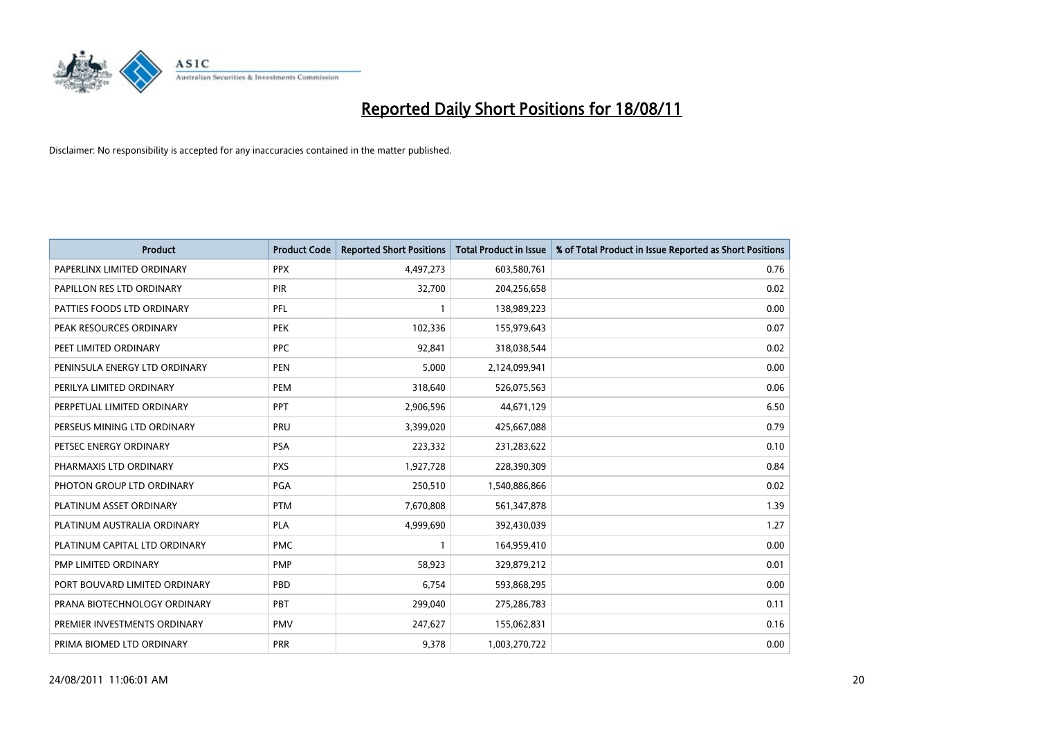# Reported Daily Short Positions for 18/08/11

Disclaimer: No responsibility is accepted for any inaccuracies contained in the matter published.

| Product | Product Code | Reported Short Positions | Total Product in Issue | % of Total Product in Issue Reported as Short Positions |
|---|---|---|---|---|
| PAPERLINX LIMITED ORDINARY | PPX | 4,497,273 | 603,580,761 | 0.76 |
| PAPILLON RES LTD ORDINARY | PIR | 32,700 | 204,256,658 | 0.02 |
| PATTIES FOODS LTD ORDINARY | PFL | 1 | 138,989,223 | 0.00 |
| PEAK RESOURCES ORDINARY | PEK | 102,336 | 155,979,643 | 0.07 |
| PEET LIMITED ORDINARY | PPC | 92,841 | 318,038,544 | 0.02 |
| PENINSULA ENERGY LTD ORDINARY | PEN | 5,000 | 2,124,099,941 | 0.00 |
| PERILYA LIMITED ORDINARY | PEM | 318,640 | 526,075,563 | 0.06 |
| PERPETUAL LIMITED ORDINARY | PPT | 2,906,596 | 44,671,129 | 6.50 |
| PERSEUS MINING LTD ORDINARY | PRU | 3,399,020 | 425,667,088 | 0.79 |
| PETSEC ENERGY ORDINARY | PSA | 223,332 | 231,283,622 | 0.10 |
| PHARMAXIS LTD ORDINARY | PXS | 1,927,728 | 228,390,309 | 0.84 |
| PHOTON GROUP LTD ORDINARY | PGA | 250,510 | 1,540,886,866 | 0.02 |
| PLATINUM ASSET ORDINARY | PTM | 7,670,808 | 561,347,878 | 1.39 |
| PLATINUM AUSTRALIA ORDINARY | PLA | 4,999,690 | 392,430,039 | 1.27 |
| PLATINUM CAPITAL LTD ORDINARY | PMC | 1 | 164,959,410 | 0.00 |
| PMP LIMITED ORDINARY | PMP | 58,923 | 329,879,212 | 0.01 |
| PORT BOUVARD LIMITED ORDINARY | PBD | 6,754 | 593,868,295 | 0.00 |
| PRANA BIOTECHNOLOGY ORDINARY | PBT | 299,040 | 275,286,783 | 0.11 |
| PREMIER INVESTMENTS ORDINARY | PMV | 247,627 | 155,062,831 | 0.16 |
| PRIMA BIOMED LTD ORDINARY | PRR | 9,378 | 1,003,270,722 | 0.00 |

24/08/2011 11:06:01 AM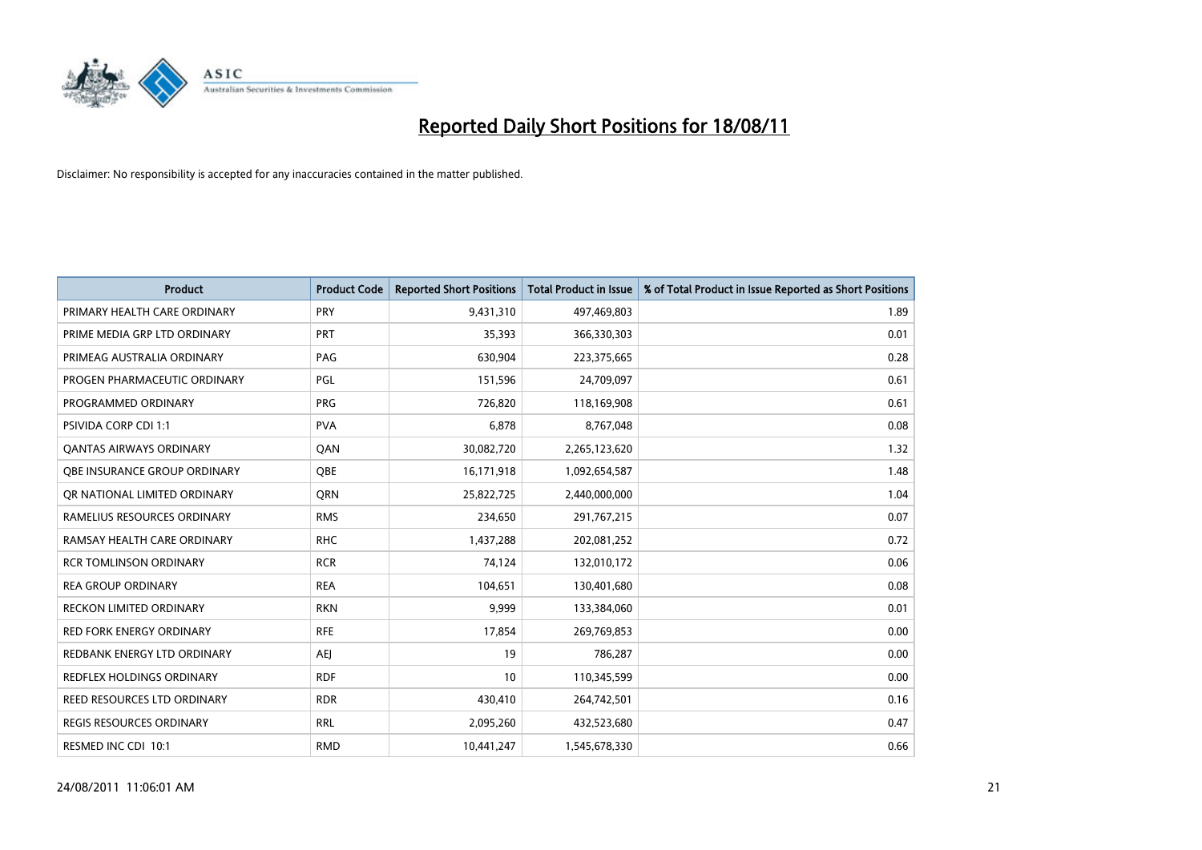# Reported Daily Short Positions for 18/08/11

Disclaimer: No responsibility is accepted for any inaccuracies contained in the matter published.

| Product | Product Code | Reported Short Positions | Total Product in Issue | % of Total Product in Issue Reported as Short Positions |
|---|---|---|---|---|
| PRIMARY HEALTH CARE ORDINARY | PRY | 9,431,310 | 497,469,803 | 1.89 |
| PRIME MEDIA GRP LTD ORDINARY | PRT | 35,393 | 366,330,303 | 0.01 |
| PRIMEAG AUSTRALIA ORDINARY | PAG | 630,904 | 223,375,665 | 0.28 |
| PROGEN PHARMACEUTIC ORDINARY | PGL | 151,596 | 24,709,097 | 0.61 |
| PROGRAMMED ORDINARY | PRG | 726,820 | 118,169,908 | 0.61 |
| PSIVIDA CORP CDI 1:1 | PVA | 6,878 | 8,767,048 | 0.08 |
| QANTAS AIRWAYS ORDINARY | QAN | 30,082,720 | 2,265,123,620 | 1.32 |
| QBE INSURANCE GROUP ORDINARY | QBE | 16,171,918 | 1,092,654,587 | 1.48 |
| QR NATIONAL LIMITED ORDINARY | QRN | 25,822,725 | 2,440,000,000 | 1.04 |
| RAMELIUS RESOURCES ORDINARY | RMS | 234,650 | 291,767,215 | 0.07 |
| RAMSAY HEALTH CARE ORDINARY | RHC | 1,437,288 | 202,081,252 | 0.72 |
| RCR TOMLINSON ORDINARY | RCR | 74,124 | 132,010,172 | 0.06 |
| REA GROUP ORDINARY | REA | 104,651 | 130,401,680 | 0.08 |
| RECKON LIMITED ORDINARY | RKN | 9,999 | 133,384,060 | 0.01 |
| RED FORK ENERGY ORDINARY | RFE | 17,854 | 269,769,853 | 0.00 |
| REDBANK ENERGY LTD ORDINARY | AEJ | 19 | 786,287 | 0.00 |
| REDFLEX HOLDINGS ORDINARY | RDF | 10 | 110,345,599 | 0.00 |
| REED RESOURCES LTD ORDINARY | RDR | 430,410 | 264,742,501 | 0.16 |
| REGIS RESOURCES ORDINARY | RRL | 2,095,260 | 432,523,680 | 0.47 |
| RESMED INC CDI 10:1 | RMD | 10,441,247 | 1,545,678,330 | 0.66 |

24/08/2011 11:06:01 AM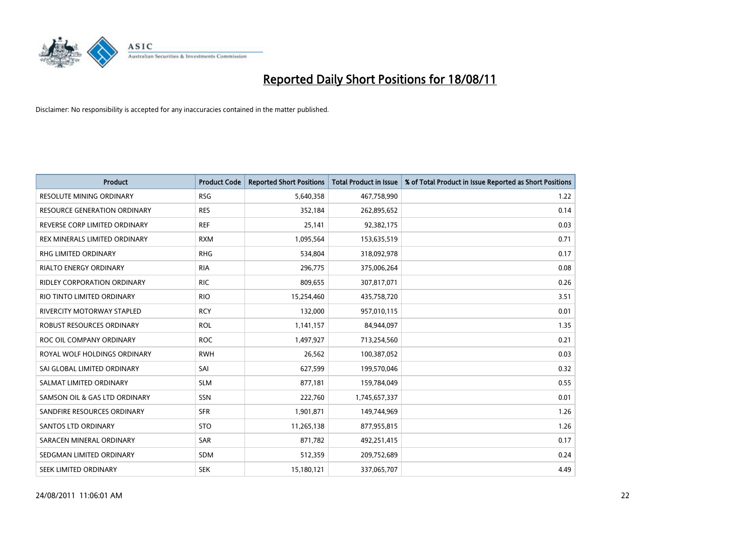# Reported Daily Short Positions for 18/08/11

Disclaimer: No responsibility is accepted for any inaccuracies contained in the matter published.

| Product | Product Code | Reported Short Positions | Total Product in Issue | % of Total Product in Issue Reported as Short Positions |
|---|---|---|---|---|
| RESOLUTE MINING ORDINARY | RSG | 5,640,358 | 467,758,990 | 1.22 |
| RESOURCE GENERATION ORDINARY | RES | 352,184 | 262,895,652 | 0.14 |
| REVERSE CORP LIMITED ORDINARY | REF | 25,141 | 92,382,175 | 0.03 |
| REX MINERALS LIMITED ORDINARY | RXM | 1,095,564 | 153,635,519 | 0.71 |
| RHG LIMITED ORDINARY | RHG | 534,804 | 318,092,978 | 0.17 |
| RIALTO ENERGY ORDINARY | RIA | 296,775 | 375,006,264 | 0.08 |
| RIDLEY CORPORATION ORDINARY | RIC | 809,655 | 307,817,071 | 0.26 |
| RIO TINTO LIMITED ORDINARY | RIO | 15,254,460 | 435,758,720 | 3.51 |
| RIVERCITY MOTORWAY STAPLED | RCY | 132,000 | 957,010,115 | 0.01 |
| ROBUST RESOURCES ORDINARY | ROL | 1,141,157 | 84,944,097 | 1.35 |
| ROC OIL COMPANY ORDINARY | ROC | 1,497,927 | 713,254,560 | 0.21 |
| ROYAL WOLF HOLDINGS ORDINARY | RWH | 26,562 | 100,387,052 | 0.03 |
| SAI GLOBAL LIMITED ORDINARY | SAI | 627,599 | 199,570,046 | 0.32 |
| SALMAT LIMITED ORDINARY | SLM | 877,181 | 159,784,049 | 0.55 |
| SAMSON OIL & GAS LTD ORDINARY | SSN | 222,760 | 1,745,657,337 | 0.01 |
| SANDFIRE RESOURCES ORDINARY | SFR | 1,901,871 | 149,744,969 | 1.26 |
| SANTOS LTD ORDINARY | STO | 11,265,138 | 877,955,815 | 1.26 |
| SARACEN MINERAL ORDINARY | SAR | 871,782 | 492,251,415 | 0.17 |
| SEDGMAN LIMITED ORDINARY | SDM | 512,359 | 209,752,689 | 0.24 |
| SEEK LIMITED ORDINARY | SEK | 15,180,121 | 337,065,707 | 4.49 |

24/08/2011 11:06:01 AM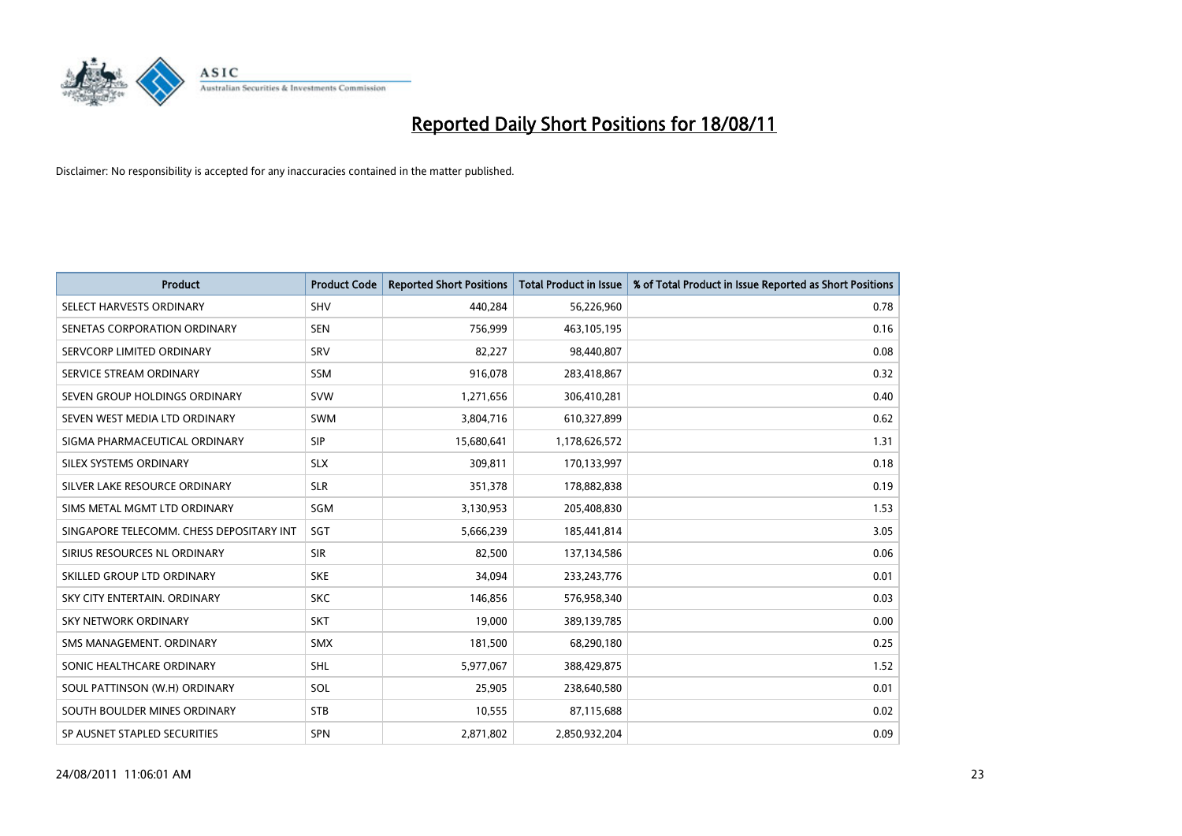# Reported Daily Short Positions for 18/08/11

Disclaimer: No responsibility is accepted for any inaccuracies contained in the matter published.

| Product | Product Code | Reported Short Positions | Total Product in Issue | % of Total Product in Issue Reported as Short Positions |
|---|---|---|---|---|
| SELECT HARVESTS ORDINARY | SHV | 440,284 | 56,226,960 | 0.78 |
| SENETAS CORPORATION ORDINARY | SEN | 756,999 | 463,105,195 | 0.16 |
| SERVCORP LIMITED ORDINARY | SRV | 82,227 | 98,440,807 | 0.08 |
| SERVICE STREAM ORDINARY | SSM | 916,078 | 283,418,867 | 0.32 |
| SEVEN GROUP HOLDINGS ORDINARY | SVW | 1,271,656 | 306,410,281 | 0.40 |
| SEVEN WEST MEDIA LTD ORDINARY | SWM | 3,804,716 | 610,327,899 | 0.62 |
| SIGMA PHARMACEUTICAL ORDINARY | SIP | 15,680,641 | 1,178,626,572 | 1.31 |
| SILEX SYSTEMS ORDINARY | SLX | 309,811 | 170,133,997 | 0.18 |
| SILVER LAKE RESOURCE ORDINARY | SLR | 351,378 | 178,882,838 | 0.19 |
| SIMS METAL MGMT LTD ORDINARY | SGM | 3,130,953 | 205,408,830 | 1.53 |
| SINGAPORE TELECOMM. CHESS DEPOSITARY INT | SGT | 5,666,239 | 185,441,814 | 3.05 |
| SIRIUS RESOURCES NL ORDINARY | SIR | 82,500 | 137,134,586 | 0.06 |
| SKILLED GROUP LTD ORDINARY | SKE | 34,094 | 233,243,776 | 0.01 |
| SKY CITY ENTERTAIN. ORDINARY | SKC | 146,856 | 576,958,340 | 0.03 |
| SKY NETWORK ORDINARY | SKT | 19,000 | 389,139,785 | 0.00 |
| SMS MANAGEMENT. ORDINARY | SMX | 181,500 | 68,290,180 | 0.25 |
| SONIC HEALTHCARE ORDINARY | SHL | 5,977,067 | 388,429,875 | 1.52 |
| SOUL PATTINSON (W.H) ORDINARY | SOL | 25,905 | 238,640,580 | 0.01 |
| SOUTH BOULDER MINES ORDINARY | STB | 10,555 | 87,115,688 | 0.02 |
| SP AUSNET STAPLED SECURITIES | SPN | 2,871,802 | 2,850,932,204 | 0.09 |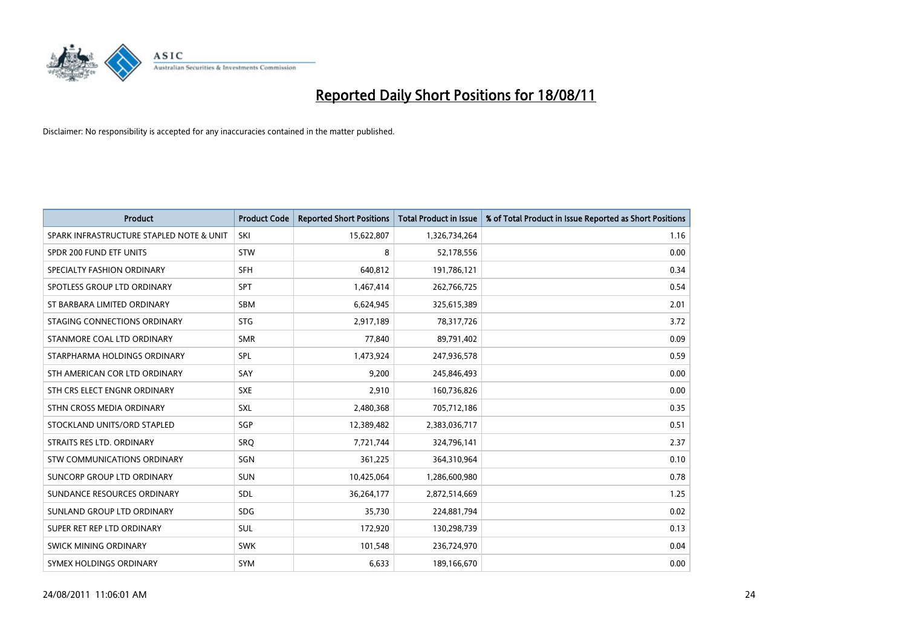# Reported Daily Short Positions for 18/08/11

Disclaimer: No responsibility is accepted for any inaccuracies contained in the matter published.

| Product | Product Code | Reported Short Positions | Total Product in Issue | % of Total Product in Issue Reported as Short Positions |
|---|---|---|---|---|
| SPARK INFRASTRUCTURE STAPLED NOTE & UNIT | SKI | 15,622,807 | 1,326,734,264 | 1.16 |
| SPDR 200 FUND ETF UNITS | STW | 8 | 52,178,556 | 0.00 |
| SPECIALTY FASHION ORDINARY | SFH | 640,812 | 191,786,121 | 0.34 |
| SPOTLESS GROUP LTD ORDINARY | SPT | 1,467,414 | 262,766,725 | 0.54 |
| ST BARBARA LIMITED ORDINARY | SBM | 6,624,945 | 325,615,389 | 2.01 |
| STAGING CONNECTIONS ORDINARY | STG | 2,917,189 | 78,317,726 | 3.72 |
| STANMORE COAL LTD ORDINARY | SMR | 77,840 | 89,791,402 | 0.09 |
| STARPHARMA HOLDINGS ORDINARY | SPL | 1,473,924 | 247,936,578 | 0.59 |
| STH AMERICAN COR LTD ORDINARY | SAY | 9,200 | 245,846,493 | 0.00 |
| STH CRS ELECT ENGNR ORDINARY | SXE | 2,910 | 160,736,826 | 0.00 |
| STHN CROSS MEDIA ORDINARY | SXL | 2,480,368 | 705,712,186 | 0.35 |
| STOCKLAND UNITS/ORD STAPLED | SGP | 12,389,482 | 2,383,036,717 | 0.51 |
| STRAITS RES LTD. ORDINARY | SRQ | 7,721,744 | 324,796,141 | 2.37 |
| STW COMMUNICATIONS ORDINARY | SGN | 361,225 | 364,310,964 | 0.10 |
| SUNCORP GROUP LTD ORDINARY | SUN | 10,425,064 | 1,286,600,980 | 0.78 |
| SUNDANCE RESOURCES ORDINARY | SDL | 36,264,177 | 2,872,514,669 | 1.25 |
| SUNLAND GROUP LTD ORDINARY | SDG | 35,730 | 224,881,794 | 0.02 |
| SUPER RET REP LTD ORDINARY | SUL | 172,920 | 130,298,739 | 0.13 |
| SWICK MINING ORDINARY | SWK | 101,548 | 236,724,970 | 0.04 |
| SYMEX HOLDINGS ORDINARY | SYM | 6,633 | 189,166,670 | 0.00 |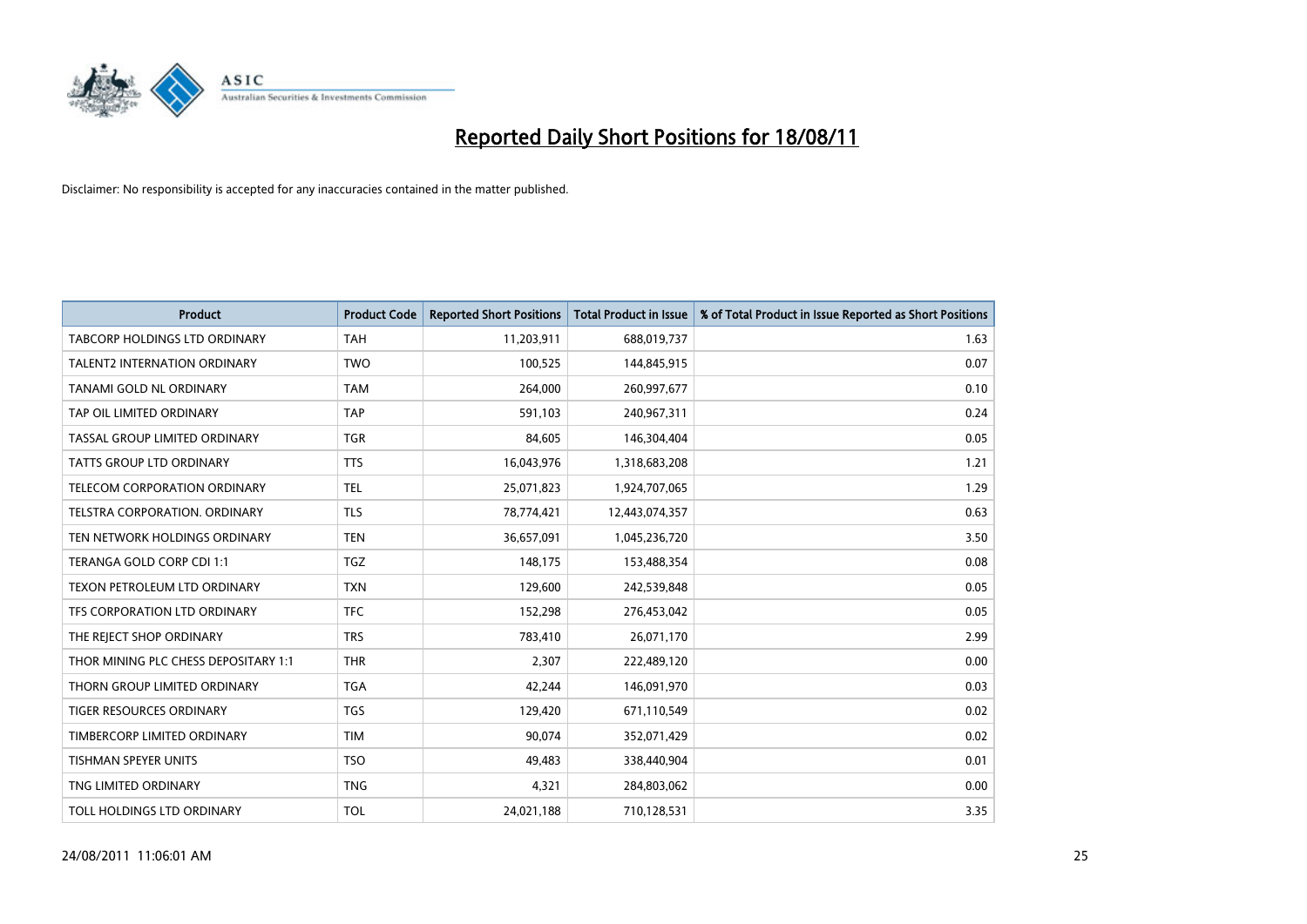# Reported Daily Short Positions for 18/08/11

Disclaimer: No responsibility is accepted for any inaccuracies contained in the matter published.

| Product | Product Code | Reported Short Positions | Total Product in Issue | % of Total Product in Issue Reported as Short Positions |
|---|---|---|---|---|
| TABCORP HOLDINGS LTD ORDINARY | TAH | 11,203,911 | 688,019,737 | 1.63 |
| TALENT2 INTERNATION ORDINARY | TWO | 100,525 | 144,845,915 | 0.07 |
| TANAMI GOLD NL ORDINARY | TAM | 264,000 | 260,997,677 | 0.10 |
| TAP OIL LIMITED ORDINARY | TAP | 591,103 | 240,967,311 | 0.24 |
| TASSAL GROUP LIMITED ORDINARY | TGR | 84,605 | 146,304,404 | 0.05 |
| TATTS GROUP LTD ORDINARY | TTS | 16,043,976 | 1,318,683,208 | 1.21 |
| TELECOM CORPORATION ORDINARY | TEL | 25,071,823 | 1,924,707,065 | 1.29 |
| TELSTRA CORPORATION. ORDINARY | TLS | 78,774,421 | 12,443,074,357 | 0.63 |
| TEN NETWORK HOLDINGS ORDINARY | TEN | 36,657,091 | 1,045,236,720 | 3.50 |
| TERANGA GOLD CORP CDI 1:1 | TGZ | 148,175 | 153,488,354 | 0.08 |
| TEXON PETROLEUM LTD ORDINARY | TXN | 129,600 | 242,539,848 | 0.05 |
| TFS CORPORATION LTD ORDINARY | TFC | 152,298 | 276,453,042 | 0.05 |
| THE REJECT SHOP ORDINARY | TRS | 783,410 | 26,071,170 | 2.99 |
| THOR MINING PLC CHESS DEPOSITARY 1:1 | THR | 2,307 | 222,489,120 | 0.00 |
| THORN GROUP LIMITED ORDINARY | TGA | 42,244 | 146,091,970 | 0.03 |
| TIGER RESOURCES ORDINARY | TGS | 129,420 | 671,110,549 | 0.02 |
| TIMBERCORP LIMITED ORDINARY | TIM | 90,074 | 352,071,429 | 0.02 |
| TISHMAN SPEYER UNITS | TSO | 49,483 | 338,440,904 | 0.01 |
| TNG LIMITED ORDINARY | TNG | 4,321 | 284,803,062 | 0.00 |
| TOLL HOLDINGS LTD ORDINARY | TOL | 24,021,188 | 710,128,531 | 3.35 |

24/08/2011 11:06:01 AM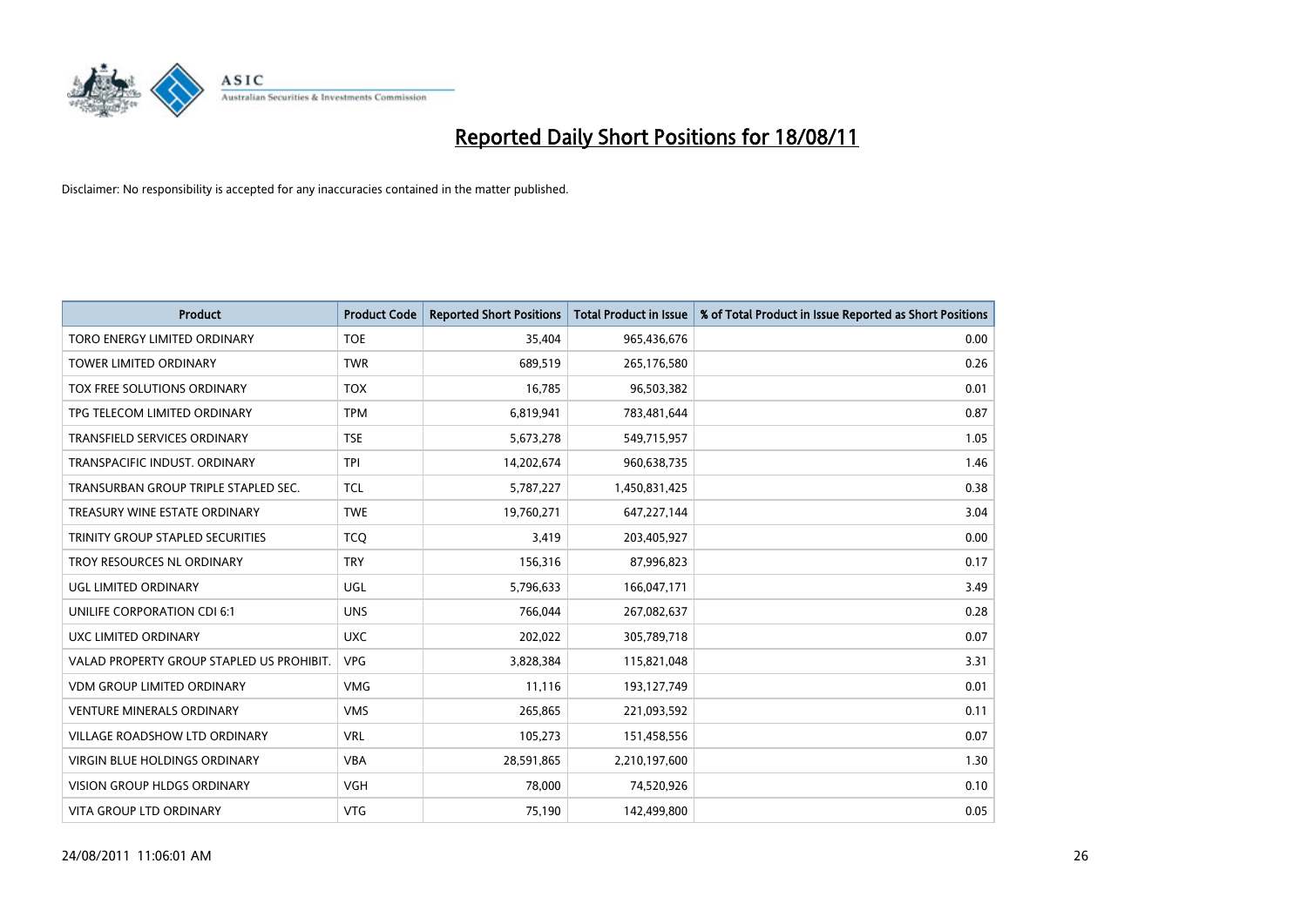# Reported Daily Short Positions for 18/08/11

Disclaimer: No responsibility is accepted for any inaccuracies contained in the matter published.

| Product | Product Code | Reported Short Positions | Total Product in Issue | % of Total Product in Issue Reported as Short Positions |
|---|---|---|---|---|
| TORO ENERGY LIMITED ORDINARY | TOE | 35,404 | 965,436,676 | 0.00 |
| TOWER LIMITED ORDINARY | TWR | 689,519 | 265,176,580 | 0.26 |
| TOX FREE SOLUTIONS ORDINARY | TOX | 16,785 | 96,503,382 | 0.01 |
| TPG TELECOM LIMITED ORDINARY | TPM | 6,819,941 | 783,481,644 | 0.87 |
| TRANSFIELD SERVICES ORDINARY | TSE | 5,673,278 | 549,715,957 | 1.05 |
| TRANSPACIFIC INDUST. ORDINARY | TPI | 14,202,674 | 960,638,735 | 1.46 |
| TRANSURBAN GROUP TRIPLE STAPLED SEC. | TCL | 5,787,227 | 1,450,831,425 | 0.38 |
| TREASURY WINE ESTATE ORDINARY | TWE | 19,760,271 | 647,227,144 | 3.04 |
| TRINITY GROUP STAPLED SECURITIES | TCQ | 3,419 | 203,405,927 | 0.00 |
| TROY RESOURCES NL ORDINARY | TRY | 156,316 | 87,996,823 | 0.17 |
| UGL LIMITED ORDINARY | UGL | 5,796,633 | 166,047,171 | 3.49 |
| UNILIFE CORPORATION CDI 6:1 | UNS | 766,044 | 267,082,637 | 0.28 |
| UXC LIMITED ORDINARY | UXC | 202,022 | 305,789,718 | 0.07 |
| VALAD PROPERTY GROUP STAPLED US PROHIBIT. | VPG | 3,828,384 | 115,821,048 | 3.31 |
| VDM GROUP LIMITED ORDINARY | VMG | 11,116 | 193,127,749 | 0.01 |
| VENTURE MINERALS ORDINARY | VMS | 265,865 | 221,093,592 | 0.11 |
| VILLAGE ROADSHOW LTD ORDINARY | VRL | 105,273 | 151,458,556 | 0.07 |
| VIRGIN BLUE HOLDINGS ORDINARY | VBA | 28,591,865 | 2,210,197,600 | 1.30 |
| VISION GROUP HLDGS ORDINARY | VGH | 78,000 | 74,520,926 | 0.10 |
| VITA GROUP LTD ORDINARY | VTG | 75,190 | 142,499,800 | 0.05 |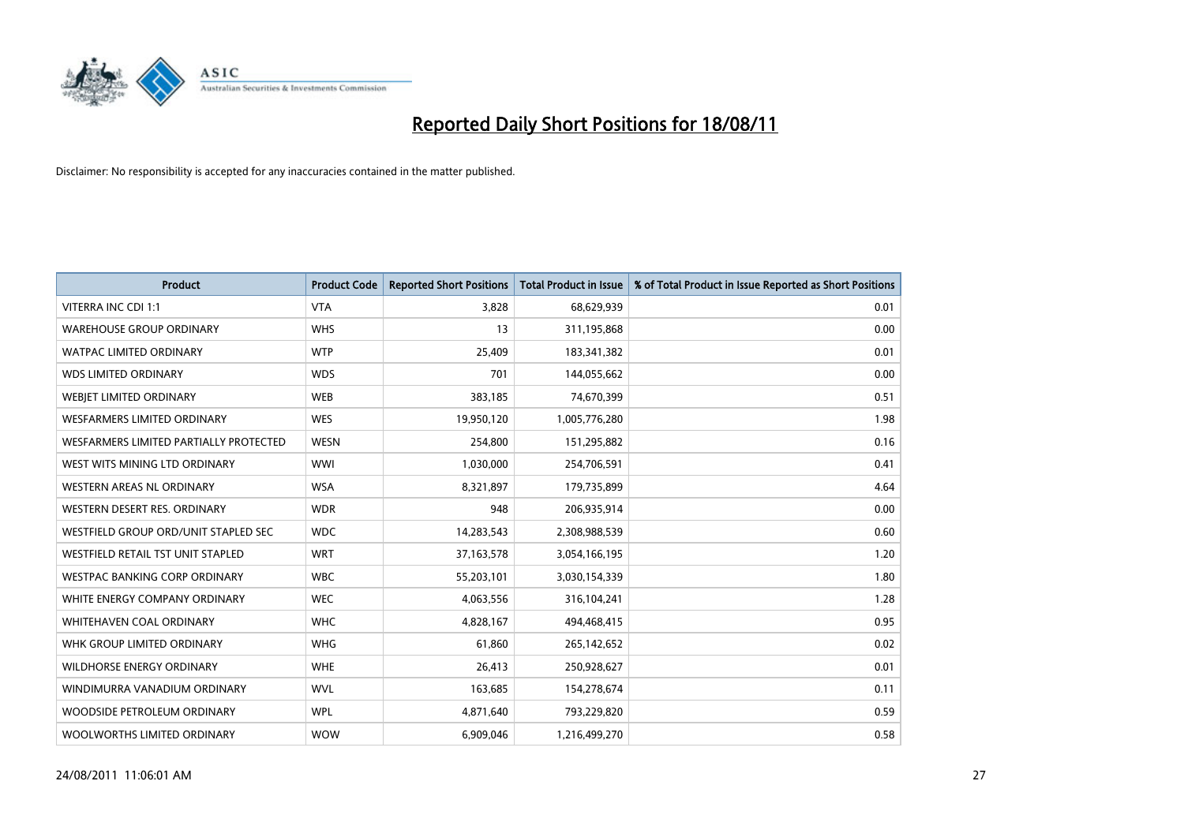# Reported Daily Short Positions for 18/08/11

Disclaimer: No responsibility is accepted for any inaccuracies contained in the matter published.

| Product | Product Code | Reported Short Positions | Total Product in Issue | % of Total Product in Issue Reported as Short Positions |
|---|---|---|---|---|
| VITERRA INC CDI 1:1 | VTA | 3,828 | 68,629,939 | 0.01 |
| WAREHOUSE GROUP ORDINARY | WHS | 13 | 311,195,868 | 0.00 |
| WATPAC LIMITED ORDINARY | WTP | 25,409 | 183,341,382 | 0.01 |
| WDS LIMITED ORDINARY | WDS | 701 | 144,055,662 | 0.00 |
| WEBJET LIMITED ORDINARY | WEB | 383,185 | 74,670,399 | 0.51 |
| WESFARMERS LIMITED ORDINARY | WES | 19,950,120 | 1,005,776,280 | 1.98 |
| WESFARMERS LIMITED PARTIALLY PROTECTED | WESN | 254,800 | 151,295,882 | 0.16 |
| WEST WITS MINING LTD ORDINARY | WWI | 1,030,000 | 254,706,591 | 0.41 |
| WESTERN AREAS NL ORDINARY | WSA | 8,321,897 | 179,735,899 | 4.64 |
| WESTERN DESERT RES. ORDINARY | WDR | 948 | 206,935,914 | 0.00 |
| WESTFIELD GROUP ORD/UNIT STAPLED SEC | WDC | 14,283,543 | 2,308,988,539 | 0.60 |
| WESTFIELD RETAIL TST UNIT STAPLED | WRT | 37,163,578 | 3,054,166,195 | 1.20 |
| WESTPAC BANKING CORP ORDINARY | WBC | 55,203,101 | 3,030,154,339 | 1.80 |
| WHITE ENERGY COMPANY ORDINARY | WEC | 4,063,556 | 316,104,241 | 1.28 |
| WHITEHAVEN COAL ORDINARY | WHC | 4,828,167 | 494,468,415 | 0.95 |
| WHK GROUP LIMITED ORDINARY | WHG | 61,860 | 265,142,652 | 0.02 |
| WILDHORSE ENERGY ORDINARY | WHE | 26,413 | 250,928,627 | 0.01 |
| WINDIMURRA VANADIUM ORDINARY | WVL | 163,685 | 154,278,674 | 0.11 |
| WOODSIDE PETROLEUM ORDINARY | WPL | 4,871,640 | 793,229,820 | 0.59 |
| WOOLWORTHS LIMITED ORDINARY | WOW | 6,909,046 | 1,216,499,270 | 0.58 |

24/08/2011 11:06:01 AM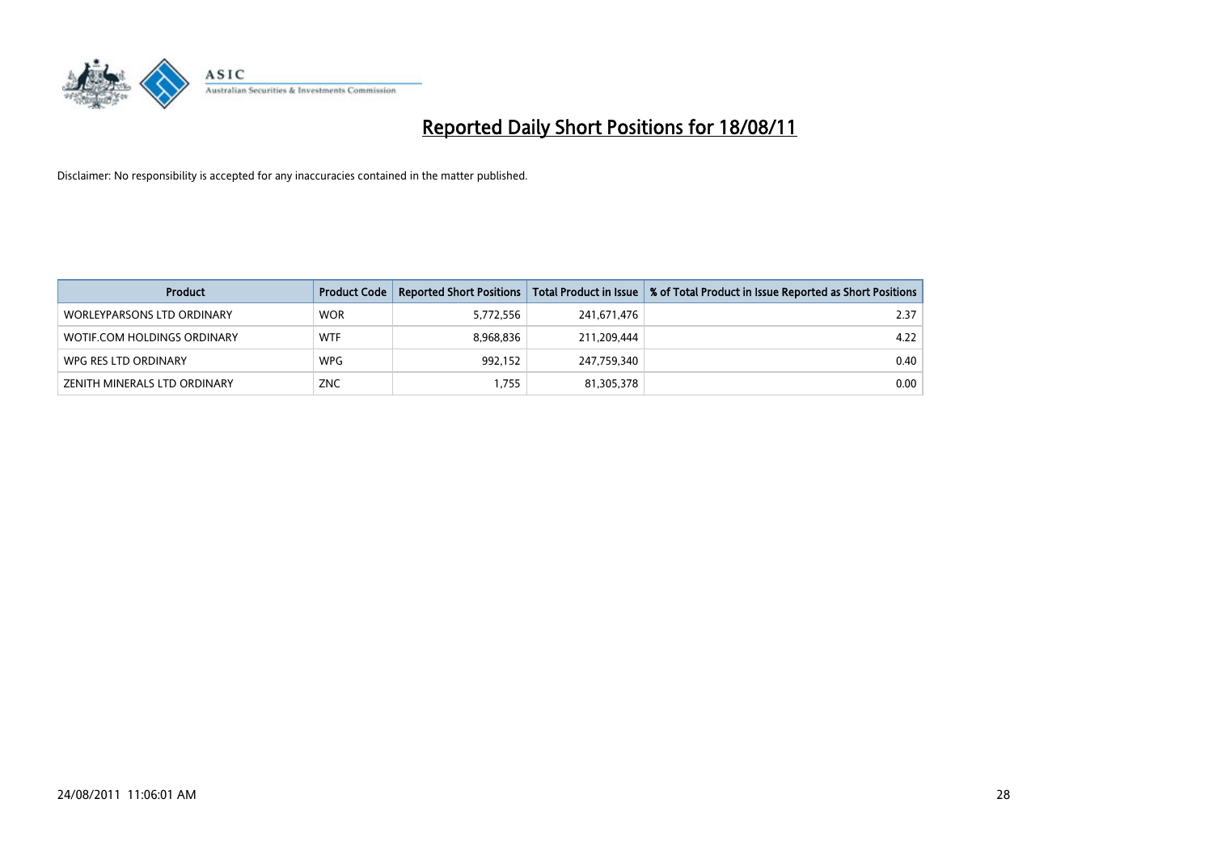# Reported Daily Short Positions for 18/08/11

Disclaimer: No responsibility is accepted for any inaccuracies contained in the matter published.

| Product | Product Code | Reported Short Positions | Total Product in Issue | % of Total Product in Issue Reported as Short Positions |
|---|---|---|---|---|
| WORLEYPARSONS LTD ORDINARY | WOR | 5,772,556 | 241,671,476 | 2.37 |
| WOTIF.COM HOLDINGS ORDINARY | WTF | 8,968,836 | 211,209,444 | 4.22 |
| WPG RES LTD ORDINARY | WPG | 992,152 | 247,759,340 | 0.40 |
| ZENITH MINERALS LTD ORDINARY | ZNC | 1,755 | 81,305,378 | 0.00 |